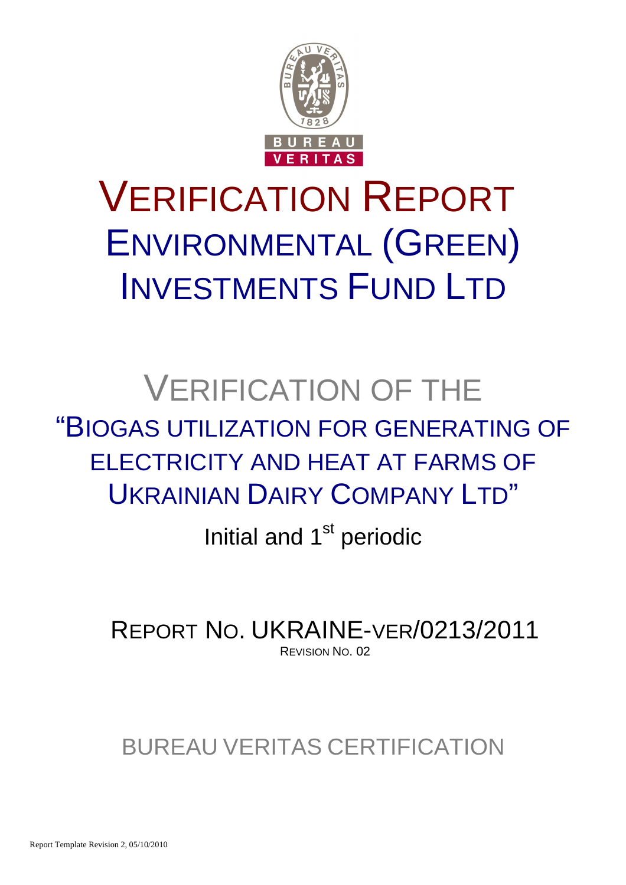# VERIFICATION REPORT ENVIRONMENTAL (GREEN) INVESTMENTS FUND LTD

## VERIFICATION OF THE "BIOGAS UTILIZATION FOR GENERATING OF ELECTRICITY AND HEAT AT FARMS OF UKRAINIAN DAIRY COMPANY LTD"

Initial and 1st periodic

REPORT NO. UKRAINE-VER/0213/2011

REVISION NO. 02

BUREAU VERITAS CERTIFICATION

Report Template Revision 2, 05/10/2010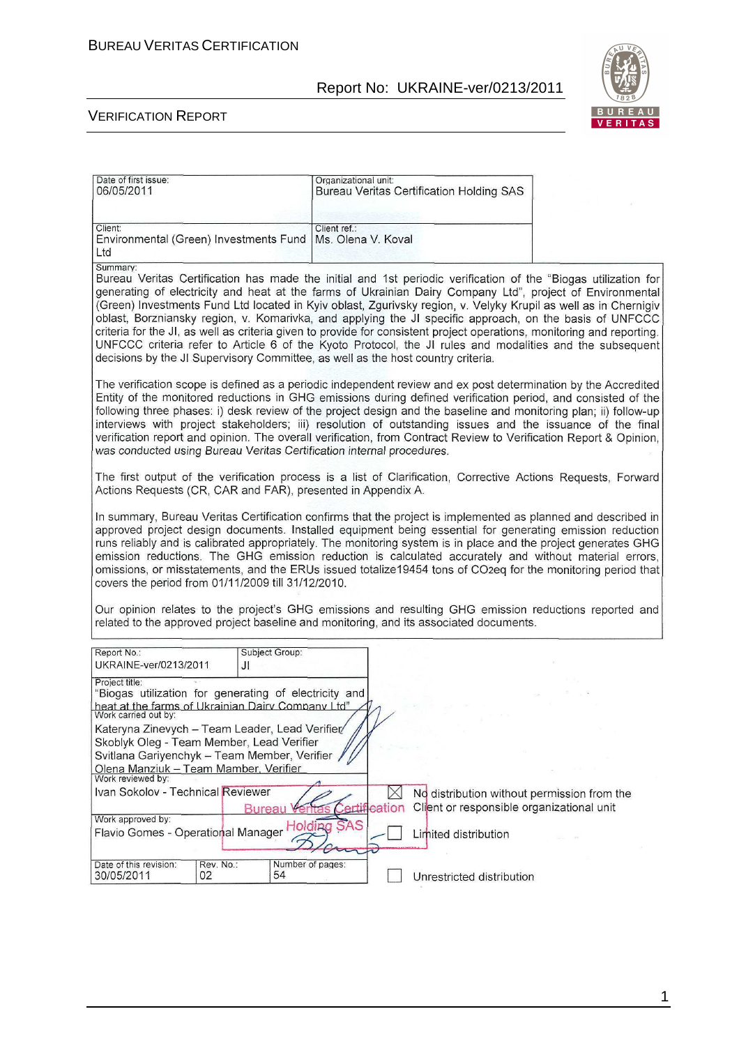| Date of first issue: 06/05/2011 | Organizational unit: Bureau Veritas Certification Holding SAS |
|---|---|
| Client: Environmental (Green) Investments Fund Ltd | Client ref.: Ms. Olena V. Koval |

Summary:

Bureau Veritas Certification has made the initial and 1st periodic verification of the "Biogas utilization for generating of electricity and heat at the farms of Ukrainian Dairy Company Ltd", project of Environmental (Green) Investments Fund Ltd located in Kyiv oblast, Zgurivsky region, v. Velyky Krupil as well as in Chernigiv oblast, Borzniansky region, v. Komarivka, and applying the JI specific approach, on the basis of UNFCCC criteria for the JI, as well as criteria given to provide for consistent project operations, monitoring and reporting. UNFCCC criteria refer to Article 6 of the Kyoto Protocol, the JI rules and modalities and the subsequent decisions by the JI Supervisory Committee, as well as the host country criteria.

The verification scope is defined as a periodic independent review and ex post determination by the Accredited Entity of the monitored reductions in GHG emissions during defined verification period, and consisted of the following three phases: i) desk review of the project design and the baseline and monitoring plan; ii) follow-up interviews with project stakeholders; iii) resolution of outstanding issues and the issuance of the final verification report and opinion. The overall verification, from Contract Review to Verification Report & Opinion, was conducted using Bureau Veritas Certification internal procedures.

The first output of the verification process is a list of Clarification, Corrective Actions Requests, Forward Actions Requests (CR, CAR and FAR), presented in Appendix A.

In summary, Bureau Veritas Certification confirms that the project is implemented as planned and described in approved project design documents. Installed equipment being essential for generating emission reduction runs reliably and is calibrated appropriately. The monitoring system is in place and the project generates GHG emission reductions. The GHG emission reduction is calculated accurately and without material errors, omissions, or misstatements, and the ERUs issued totalize19454 tons of CO2eq for the monitoring period that covers the period from 01/11/2009 till 31/12/2010.

Our opinion relates to the project's GHG emissions and resulting GHG emission reductions reported and related to the approved project baseline and monitoring, and its associated documents.

| Report No.: UKRAINE-ver/0213/2011 | Subject Group: JI | |
|---|---|---|
| Project title: "Biogas utilization for generating of electricity and heat at the farms of Ukrainian Dairy Company Ltd" | | |
| Work carried out by: Kateryna Zinevych – Team Leader, Lead Verifier; Skoblyk Oleg - Team Member, Lead Verifier; Svitlana Gariyenchyk – Team Member, Verifier; Olena Manziuk – Team Mamber, Verifier | | |
| Work reviewed by: Ivan Sokolov - Technical Reviewer | | |
| Work approved by: Flavio Gomes - Operational Manager | | |
| Date of this revision: 30/05/2011 | Rev. No.: 02 | Number of pages: 54 |

- [x] No distribution without permission from the Client or responsible organizational unit
- [ ] Limited distribution
- [ ] Unrestricted distribution

Bureau Veritas Certification Holding SAS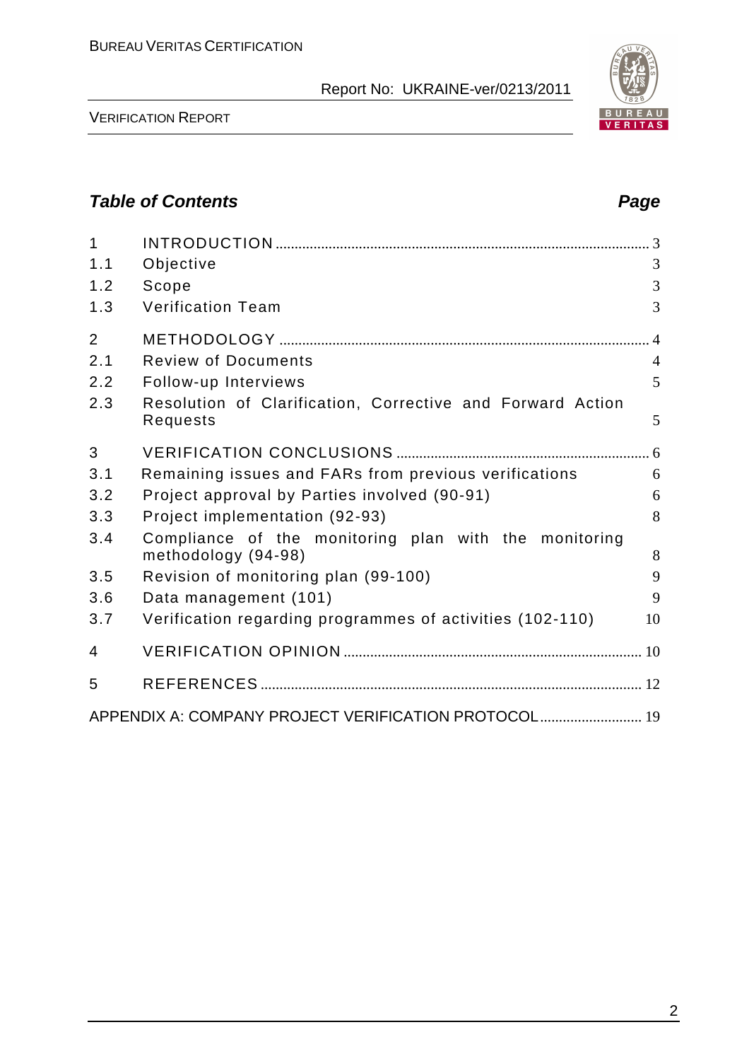## Table of Contents

| | | Page |
|---|---|---|
| 1 | INTRODUCTION | 3 |
| 1.1 | Objective | 3 |
| 1.2 | Scope | 3 |
| 1.3 | Verification Team | 3 |
| 2 | METHODOLOGY | 4 |
| 2.1 | Review of Documents | 4 |
| 2.2 | Follow-up Interviews | 5 |
| 2.3 | Resolution of Clarification, Corrective and Forward Action Requests | 5 |
| 3 | VERIFICATION CONCLUSIONS | 6 |
| 3.1 | Remaining issues and FARs from previous verifications | 6 |
| 3.2 | Project approval by Parties involved (90-91) | 6 |
| 3.3 | Project implementation (92-93) | 8 |
| 3.4 | Compliance of the monitoring plan with the monitoring methodology (94-98) | 8 |
| 3.5 | Revision of monitoring plan (99-100) | 9 |
| 3.6 | Data management (101) | 9 |
| 3.7 | Verification regarding programmes of activities (102-110) | 10 |
| 4 | VERIFICATION OPINION | 10 |
| 5 | REFERENCES | 12 |
| | APPENDIX A: COMPANY PROJECT VERIFICATION PROTOCOL | 19 |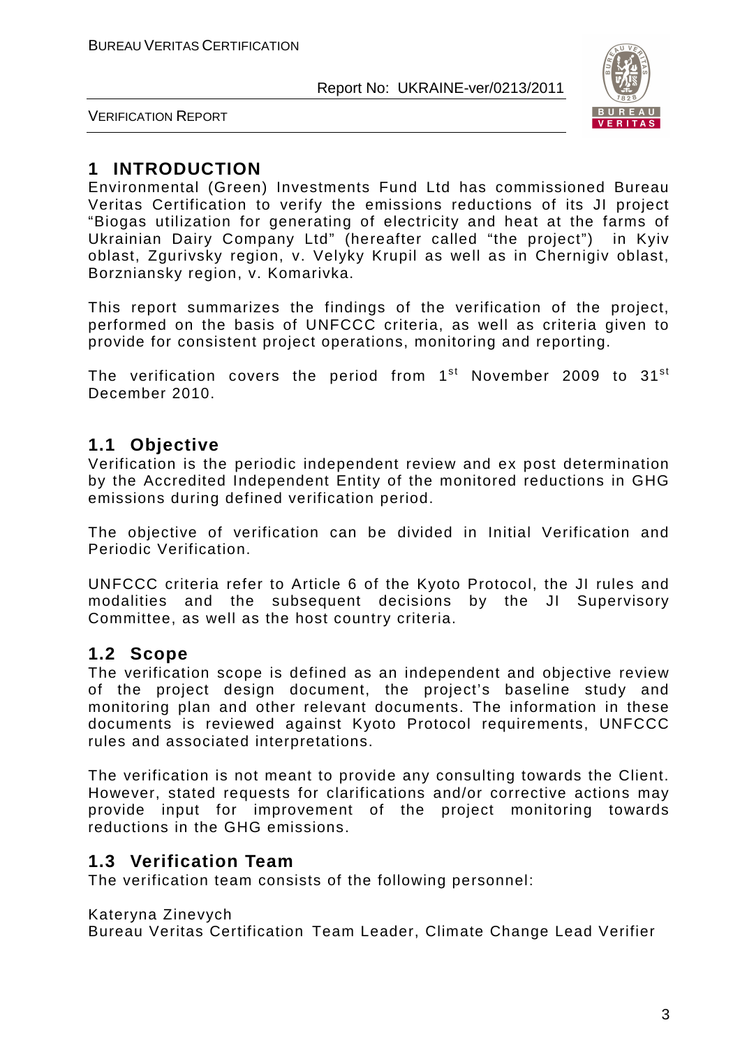# 1 INTRODUCTION

Environmental (Green) Investments Fund Ltd has commissioned Bureau Veritas Certification to verify the emissions reductions of its JI project "Biogas utilization for generating of electricity and heat at the farms of Ukrainian Dairy Company Ltd" (hereafter called "the project") in Kyiv oblast, Zgurivsky region, v. Velyky Krupil as well as in Chernigiv oblast, Borzniansky region, v. Komarivka.

This report summarizes the findings of the verification of the project, performed on the basis of UNFCCC criteria, as well as criteria given to provide for consistent project operations, monitoring and reporting.

The verification covers the period from 1st November 2009 to 31st December 2010.

## 1.1 Objective

Verification is the periodic independent review and ex post determination by the Accredited Independent Entity of the monitored reductions in GHG emissions during defined verification period.

The objective of verification can be divided in Initial Verification and Periodic Verification.

UNFCCC criteria refer to Article 6 of the Kyoto Protocol, the JI rules and modalities and the subsequent decisions by the JI Supervisory Committee, as well as the host country criteria.

## 1.2 Scope

The verification scope is defined as an independent and objective review of the project design document, the project's baseline study and monitoring plan and other relevant documents. The information in these documents is reviewed against Kyoto Protocol requirements, UNFCCC rules and associated interpretations.

The verification is not meant to provide any consulting towards the Client. However, stated requests for clarifications and/or corrective actions may provide input for improvement of the project monitoring towards reductions in the GHG emissions.

## 1.3 Verification Team

The verification team consists of the following personnel:

Kateryna Zinevych
Bureau Veritas Certification Team Leader, Climate Change Lead Verifier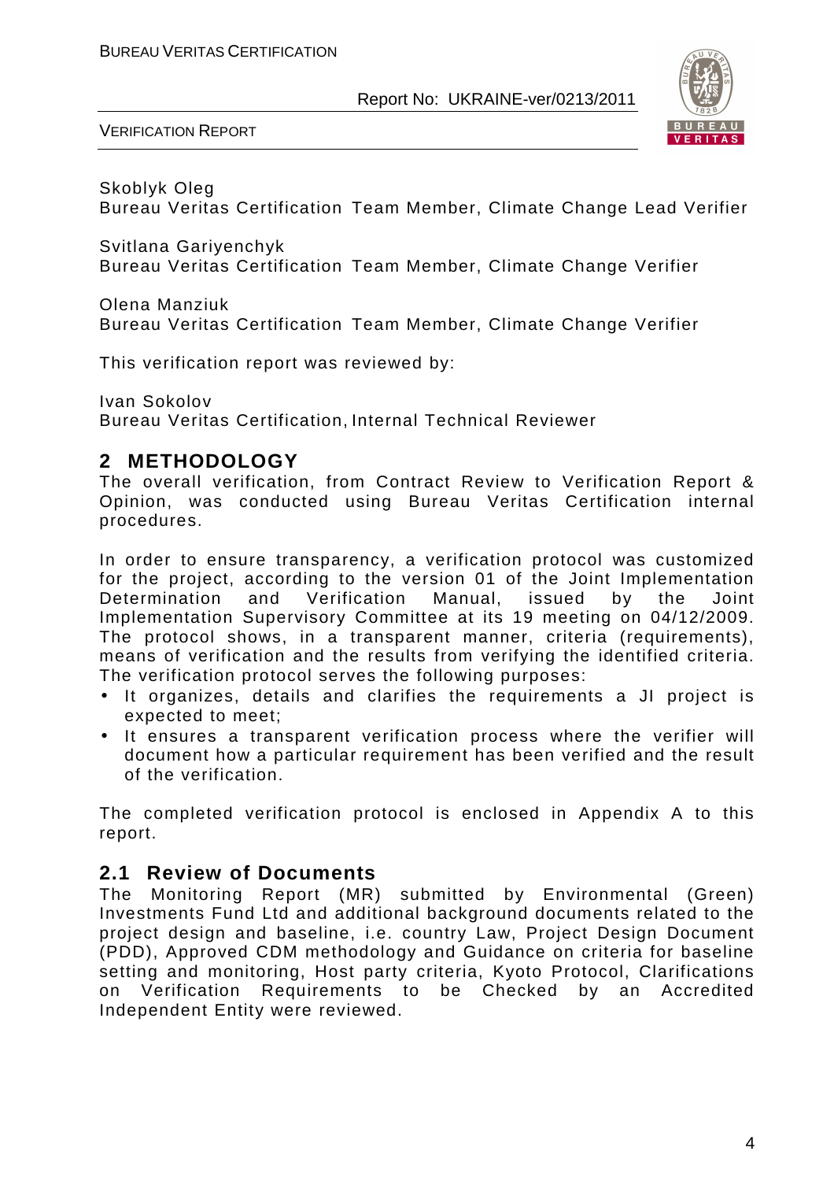Skoblyk Oleg
Bureau Veritas Certification Team Member, Climate Change Lead Verifier

Svitlana Gariyenchyk
Bureau Veritas Certification Team Member, Climate Change Verifier

Olena Manziuk
Bureau Veritas Certification Team Member, Climate Change Verifier

This verification report was reviewed by:

Ivan Sokolov
Bureau Veritas Certification, Internal Technical Reviewer

## 2 METHODOLOGY

The overall verification, from Contract Review to Verification Report & Opinion, was conducted using Bureau Veritas Certification internal procedures.

In order to ensure transparency, a verification protocol was customized for the project, according to the version 01 of the Joint Implementation Determination and Verification Manual, issued by the Joint Implementation Supervisory Committee at its 19 meeting on 04/12/2009. The protocol shows, in a transparent manner, criteria (requirements), means of verification and the results from verifying the identified criteria. The verification protocol serves the following purposes:

- It organizes, details and clarifies the requirements a JI project is expected to meet;
- It ensures a transparent verification process where the verifier will document how a particular requirement has been verified and the result of the verification.

The completed verification protocol is enclosed in Appendix A to this report.

### 2.1 Review of Documents

The Monitoring Report (MR) submitted by Environmental (Green) Investments Fund Ltd and additional background documents related to the project design and baseline, i.e. country Law, Project Design Document (PDD), Approved CDM methodology and Guidance on criteria for baseline setting and monitoring, Host party criteria, Kyoto Protocol, Clarifications on Verification Requirements to be Checked by an Accredited Independent Entity were reviewed.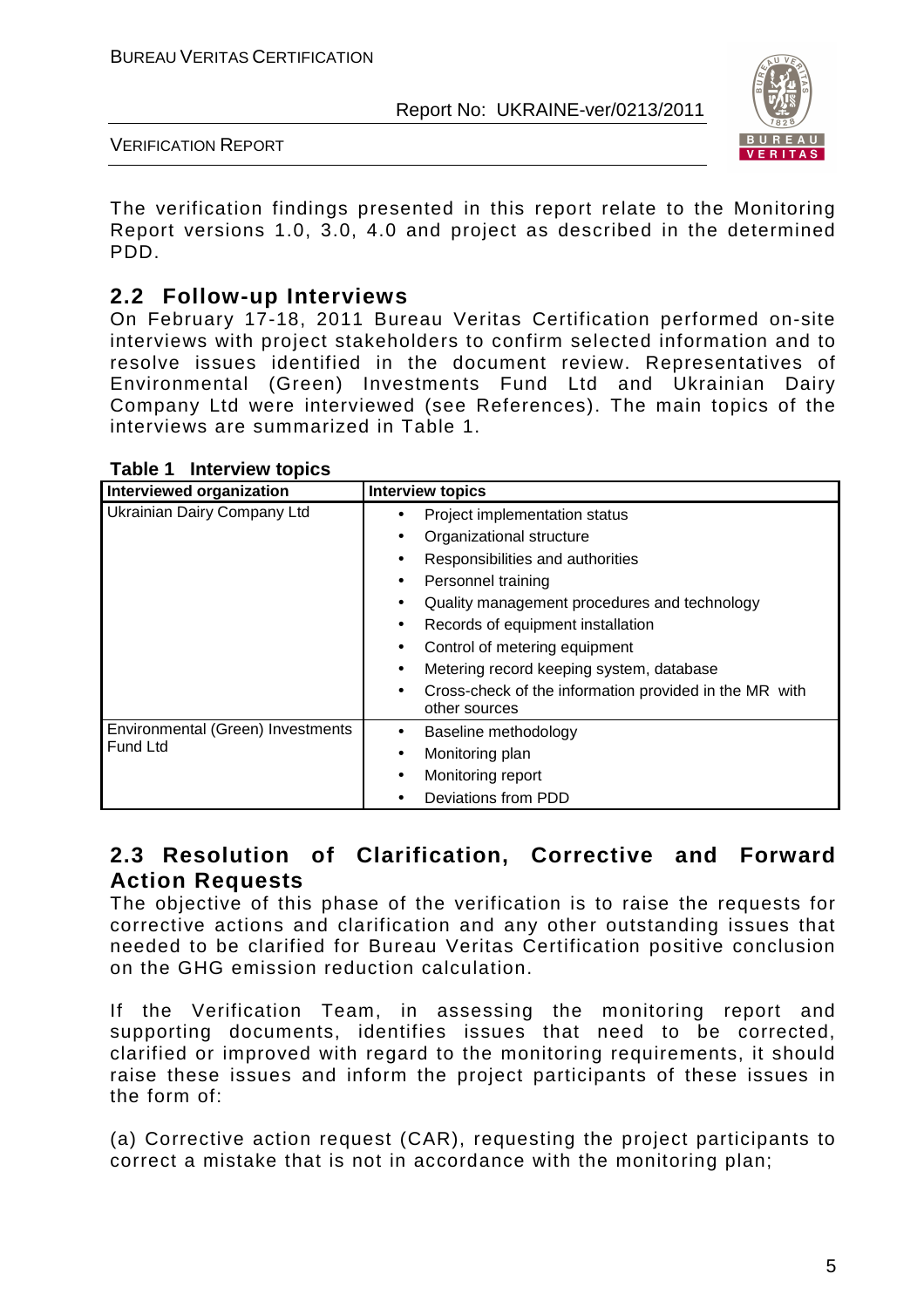The verification findings presented in this report relate to the Monitoring Report versions 1.0, 3.0, 4.0 and project as described in the determined PDD.

## 2.2 Follow-up Interviews

On February 17-18, 2011 Bureau Veritas Certification performed on-site interviews with project stakeholders to confirm selected information and to resolve issues identified in the document review. Representatives of Environmental (Green) Investments Fund Ltd and Ukrainian Dairy Company Ltd were interviewed (see References). The main topics of the interviews are summarized in Table 1.

**Table 1 Interview topics**

| Interviewed organization | Interview topics |
|---|---|
| Ukrainian Dairy Company Ltd | • Project implementation status<br>• Organizational structure<br>• Responsibilities and authorities<br>• Personnel training<br>• Quality management procedures and technology<br>• Records of equipment installation<br>• Control of metering equipment<br>• Metering record keeping system, database<br>• Cross-check of the information provided in the MR with other sources |
| Environmental (Green) Investments Fund Ltd | • Baseline methodology<br>• Monitoring plan<br>• Monitoring report<br>• Deviations from PDD |

## 2.3 Resolution of Clarification, Corrective and Forward Action Requests

The objective of this phase of the verification is to raise the requests for corrective actions and clarification and any other outstanding issues that needed to be clarified for Bureau Veritas Certification positive conclusion on the GHG emission reduction calculation.

If the Verification Team, in assessing the monitoring report and supporting documents, identifies issues that need to be corrected, clarified or improved with regard to the monitoring requirements, it should raise these issues and inform the project participants of these issues in the form of:

(a) Corrective action request (CAR), requesting the project participants to correct a mistake that is not in accordance with the monitoring plan;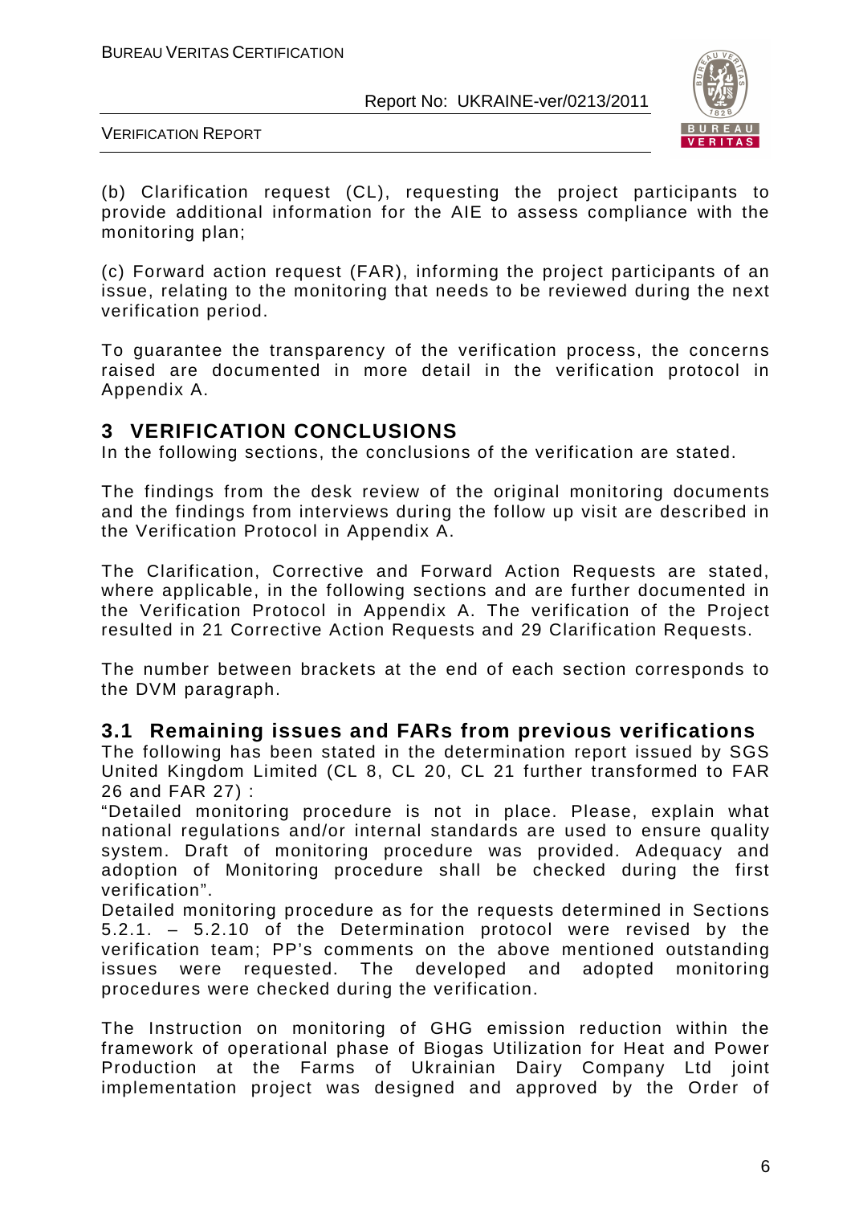(b) Clarification request (CL), requesting the project participants to provide additional information for the AIE to assess compliance with the monitoring plan;

(c) Forward action request (FAR), informing the project participants of an issue, relating to the monitoring that needs to be reviewed during the next verification period.

To guarantee the transparency of the verification process, the concerns raised are documented in more detail in the verification protocol in Appendix A.

# 3 VERIFICATION CONCLUSIONS

In the following sections, the conclusions of the verification are stated.

The findings from the desk review of the original monitoring documents and the findings from interviews during the follow up visit are described in the Verification Protocol in Appendix A.

The Clarification, Corrective and Forward Action Requests are stated, where applicable, in the following sections and are further documented in the Verification Protocol in Appendix A. The verification of the Project resulted in 21 Corrective Action Requests and 29 Clarification Requests.

The number between brackets at the end of each section corresponds to the DVM paragraph.

## 3.1 Remaining issues and FARs from previous verifications

The following has been stated in the determination report issued by SGS United Kingdom Limited (CL 8, CL 20, CL 21 further transformed to FAR 26 and FAR 27) :

"Detailed monitoring procedure is not in place. Please, explain what national regulations and/or internal standards are used to ensure quality system. Draft of monitoring procedure was provided. Adequacy and adoption of Monitoring procedure shall be checked during the first verification".

Detailed monitoring procedure as for the requests determined in Sections 5.2.1. – 5.2.10 of the Determination protocol were revised by the verification team; PP's comments on the above mentioned outstanding issues were requested. The developed and adopted monitoring procedures were checked during the verification.

The Instruction on monitoring of GHG emission reduction within the framework of operational phase of Biogas Utilization for Heat and Power Production at the Farms of Ukrainian Dairy Company Ltd joint implementation project was designed and approved by the Order of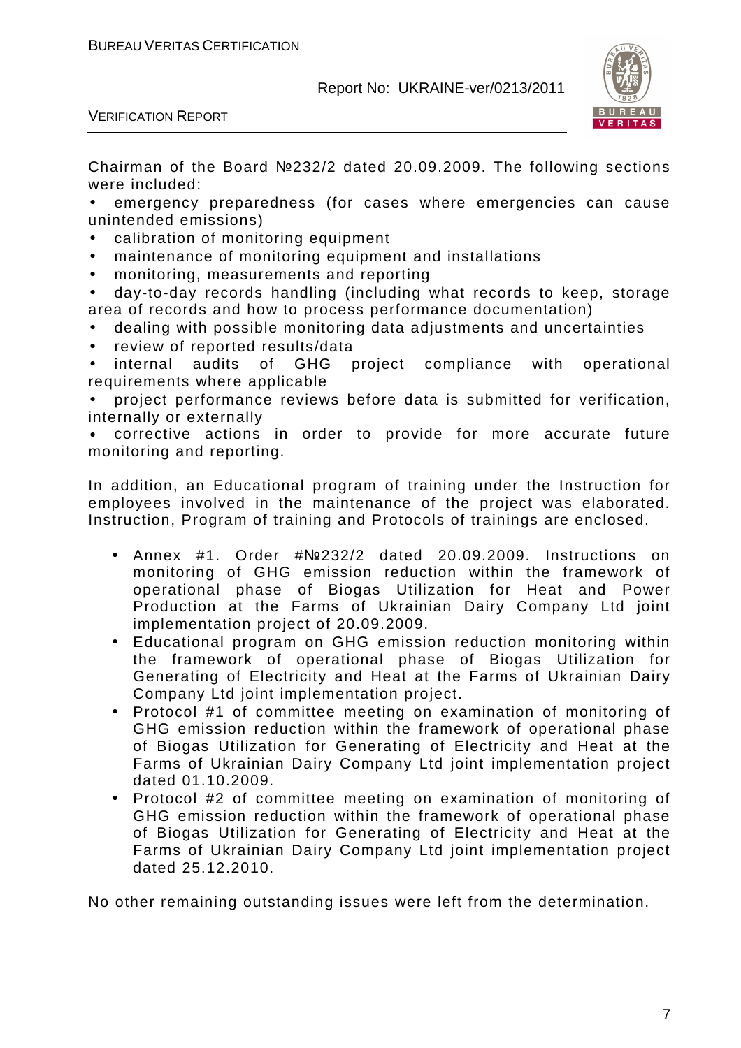Chairman of the Board №232/2 dated 20.09.2009. The following sections were included:

- emergency preparedness (for cases where emergencies can cause unintended emissions)
- calibration of monitoring equipment
- maintenance of monitoring equipment and installations
- monitoring, measurements and reporting
- day-to-day records handling (including what records to keep, storage area of records and how to process performance documentation)
- dealing with possible monitoring data adjustments and uncertainties
- review of reported results/data
- internal audits of GHG project compliance with operational requirements where applicable
- project performance reviews before data is submitted for verification, internally or externally
- corrective actions in order to provide for more accurate future monitoring and reporting.

In addition, an Educational program of training under the Instruction for employees involved in the maintenance of the project was elaborated. Instruction, Program of training and Protocols of trainings are enclosed.

- Annex #1. Order #№232/2 dated 20.09.2009. Instructions on monitoring of GHG emission reduction within the framework of operational phase of Biogas Utilization for Heat and Power Production at the Farms of Ukrainian Dairy Company Ltd joint implementation project of 20.09.2009.
- Educational program on GHG emission reduction monitoring within the framework of operational phase of Biogas Utilization for Generating of Electricity and Heat at the Farms of Ukrainian Dairy Company Ltd joint implementation project.
- Protocol #1 of committee meeting on examination of monitoring of GHG emission reduction within the framework of operational phase of Biogas Utilization for Generating of Electricity and Heat at the Farms of Ukrainian Dairy Company Ltd joint implementation project dated 01.10.2009.
- Protocol #2 of committee meeting on examination of monitoring of GHG emission reduction within the framework of operational phase of Biogas Utilization for Generating of Electricity and Heat at the Farms of Ukrainian Dairy Company Ltd joint implementation project dated 25.12.2010.

No other remaining outstanding issues were left from the determination.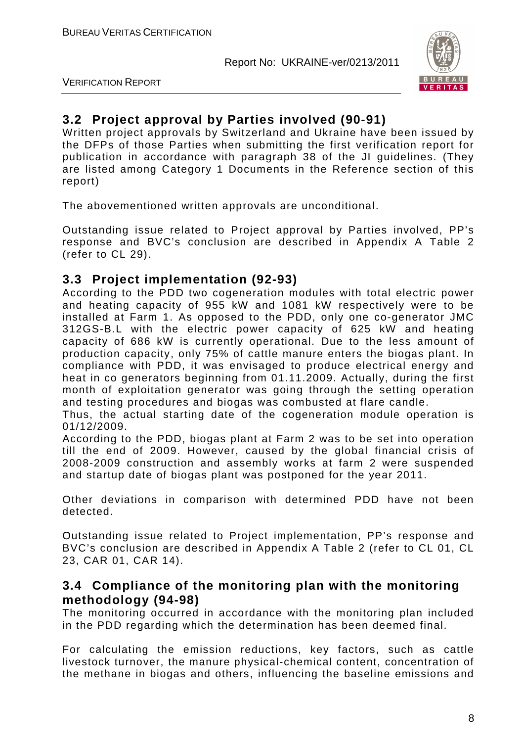## 3.2 Project approval by Parties involved (90-91)

Written project approvals by Switzerland and Ukraine have been issued by the DFPs of those Parties when submitting the first verification report for publication in accordance with paragraph 38 of the JI guidelines. (They are listed among Category 1 Documents in the Reference section of this report)

The abovementioned written approvals are unconditional.

Outstanding issue related to Project approval by Parties involved, PP's response and BVC's conclusion are described in Appendix A Table 2 (refer to CL 29).

## 3.3 Project implementation (92-93)

According to the PDD two cogeneration modules with total electric power and heating capacity of 955 kW and 1081 kW respectively were to be installed at Farm 1. As opposed to the PDD, only one co-generator JMC 312GS-B.L with the electric power capacity of 625 kW and heating capacity of 686 kW is currently operational. Due to the less amount of production capacity, only 75% of cattle manure enters the biogas plant. In compliance with PDD, it was envisaged to produce electrical energy and heat in co generators beginning from 01.11.2009. Actually, during the first month of exploitation generator was going through the setting operation and testing procedures and biogas was combusted at flare candle.

Thus, the actual starting date of the cogeneration module operation is 01/12/2009.

According to the PDD, biogas plant at Farm 2 was to be set into operation till the end of 2009. However, caused by the global financial crisis of 2008-2009 construction and assembly works at farm 2 were suspended and startup date of biogas plant was postponed for the year 2011.

Other deviations in comparison with determined PDD have not been detected.

Outstanding issue related to Project implementation, PP's response and BVC's conclusion are described in Appendix A Table 2 (refer to CL 01, CL 23, CAR 01, CAR 14).

## 3.4 Compliance of the monitoring plan with the monitoring methodology (94-98)

The monitoring occurred in accordance with the monitoring plan included in the PDD regarding which the determination has been deemed final.

For calculating the emission reductions, key factors, such as cattle livestock turnover, the manure physical-chemical content, concentration of the methane in biogas and others, influencing the baseline emissions and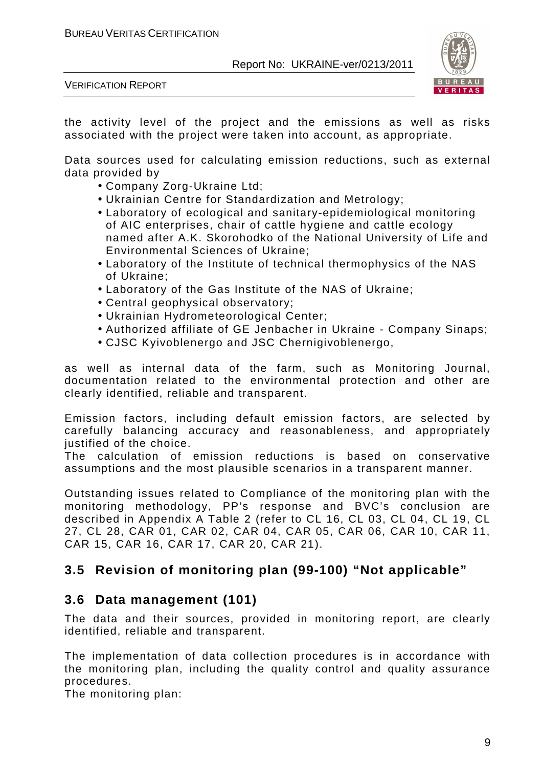the activity level of the project and the emissions as well as risks associated with the project were taken into account, as appropriate.

Data sources used for calculating emission reductions, such as external data provided by

- Company Zorg-Ukraine Ltd;
- Ukrainian Centre for Standardization and Metrology;
- Laboratory of ecological and sanitary-epidemiological monitoring of AIC enterprises, chair of cattle hygiene and cattle ecology named after A.K. Skorohodko of the National University of Life and Environmental Sciences of Ukraine;
- Laboratory of the Institute of technical thermophysics of the NAS of Ukraine;
- Laboratory of the Gas Institute of the NAS of Ukraine;
- Central geophysical observatory;
- Ukrainian Hydrometeorological Center;
- Authorized affiliate of GE Jenbacher in Ukraine - Company Sinaps;
- CJSC Kyivoblenergo and JSC Chernigivoblenergo,

as well as internal data of the farm, such as Monitoring Journal, documentation related to the environmental protection and other are clearly identified, reliable and transparent.

Emission factors, including default emission factors, are selected by carefully balancing accuracy and reasonableness, and appropriately justified of the choice.
The calculation of emission reductions is based on conservative assumptions and the most plausible scenarios in a transparent manner.

Outstanding issues related to Compliance of the monitoring plan with the monitoring methodology, PP's response and BVC's conclusion are described in Appendix A Table 2 (refer to CL 16, CL 03, CL 04, CL 19, CL 27, CL 28, CAR 01, CAR 02, CAR 04, CAR 05, CAR 06, CAR 10, CAR 11, CAR 15, CAR 16, CAR 17, CAR 20, CAR 21).

## 3.5 Revision of monitoring plan (99-100) "Not applicable"

## 3.6 Data management (101)

The data and their sources, provided in monitoring report, are clearly identified, reliable and transparent.

The implementation of data collection procedures is in accordance with the monitoring plan, including the quality control and quality assurance procedures.
The monitoring plan: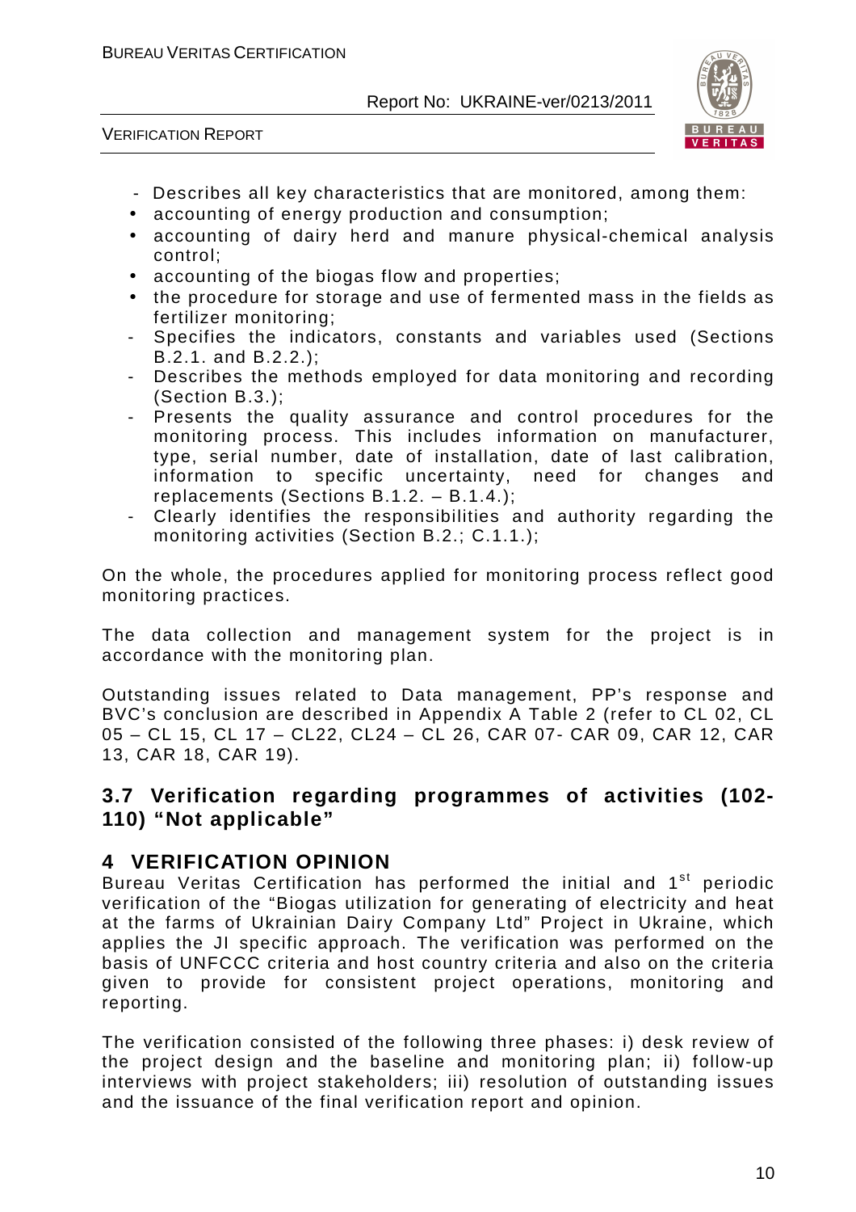- Describes all key characteristics that are monitored, among them:
  - accounting of energy production and consumption;
  - accounting of dairy herd and manure physical-chemical analysis control;
  - accounting of the biogas flow and properties;
  - the procedure for storage and use of fermented mass in the fields as fertilizer monitoring;
- Specifies the indicators, constants and variables used (Sections B.2.1. and B.2.2.);
- Describes the methods employed for data monitoring and recording (Section B.3.);
- Presents the quality assurance and control procedures for the monitoring process. This includes information on manufacturer, type, serial number, date of installation, date of last calibration, information to specific uncertainty, need for changes and replacements (Sections B.1.2. – B.1.4.);
- Clearly identifies the responsibilities and authority regarding the monitoring activities (Section B.2.; C.1.1.);

On the whole, the procedures applied for monitoring process reflect good monitoring practices.

The data collection and management system for the project is in accordance with the monitoring plan.

Outstanding issues related to Data management, PP's response and BVC's conclusion are described in Appendix A Table 2 (refer to CL 02, CL 05 – CL 15, CL 17 – CL22, CL24 – CL 26, CAR 07- CAR 09, CAR 12, CAR 13, CAR 18, CAR 19).

## 3.7 Verification regarding programmes of activities (102-110) "Not applicable"

# 4 VERIFICATION OPINION

Bureau Veritas Certification has performed the initial and 1st periodic verification of the "Biogas utilization for generating of electricity and heat at the farms of Ukrainian Dairy Company Ltd" Project in Ukraine, which applies the JI specific approach. The verification was performed on the basis of UNFCCC criteria and host country criteria and also on the criteria given to provide for consistent project operations, monitoring and reporting.

The verification consisted of the following three phases: i) desk review of the project design and the baseline and monitoring plan; ii) follow-up interviews with project stakeholders; iii) resolution of outstanding issues and the issuance of the final verification report and opinion.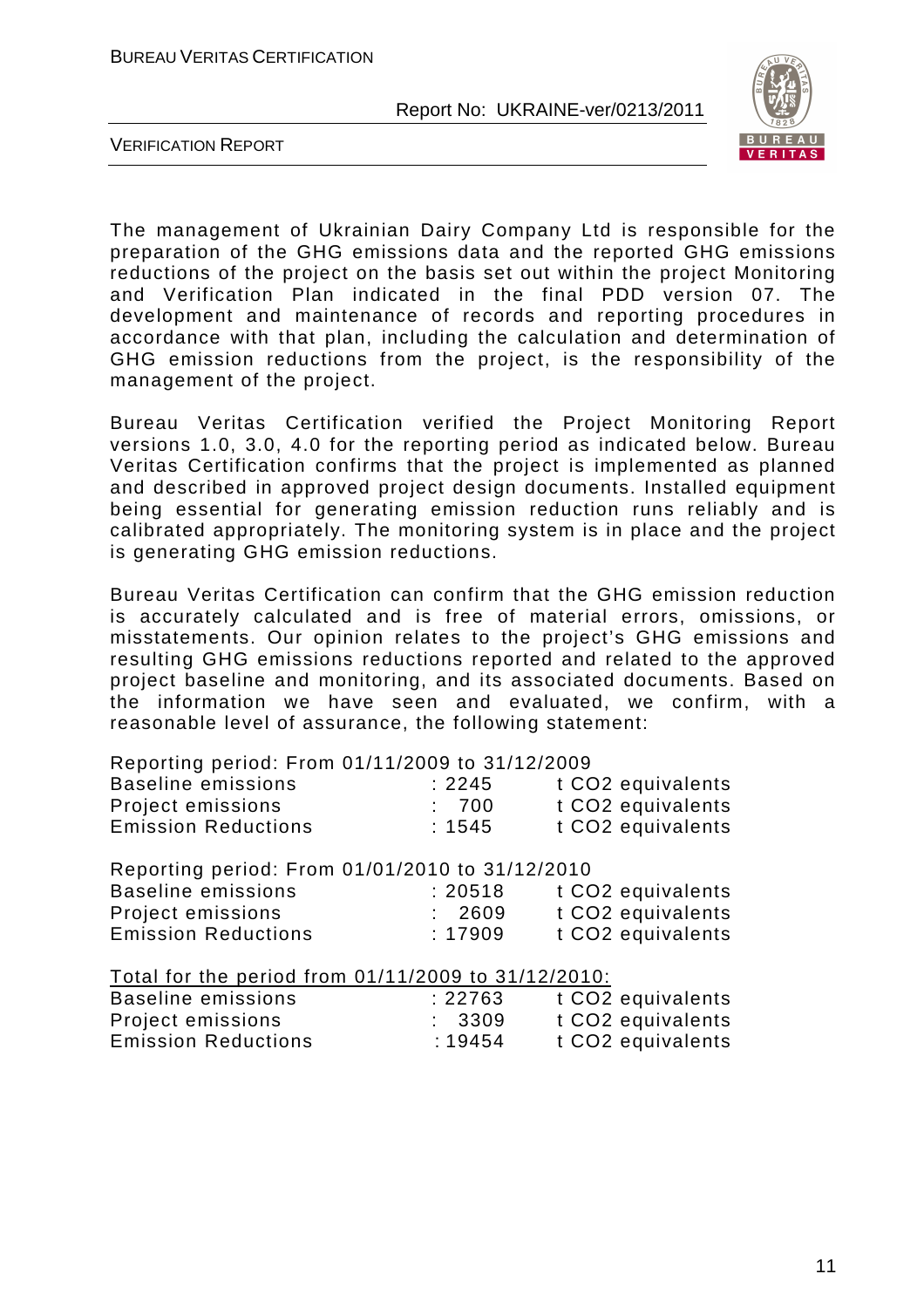The management of Ukrainian Dairy Company Ltd is responsible for the preparation of the GHG emissions data and the reported GHG emissions reductions of the project on the basis set out within the project Monitoring and Verification Plan indicated in the final PDD version 07. The development and maintenance of records and reporting procedures in accordance with that plan, including the calculation and determination of GHG emission reductions from the project, is the responsibility of the management of the project.

Bureau Veritas Certification verified the Project Monitoring Report versions 1.0, 3.0, 4.0 for the reporting period as indicated below. Bureau Veritas Certification confirms that the project is implemented as planned and described in approved project design documents. Installed equipment being essential for generating emission reduction runs reliably and is calibrated appropriately. The monitoring system is in place and the project is generating GHG emission reductions.

Bureau Veritas Certification can confirm that the GHG emission reduction is accurately calculated and is free of material errors, omissions, or misstatements. Our opinion relates to the project's GHG emissions and resulting GHG emissions reductions reported and related to the approved project baseline and monitoring, and its associated documents. Based on the information we have seen and evaluated, we confirm, with a reasonable level of assurance, the following statement:

Reporting period: From 01/11/2009 to 31/12/2009

| | | |
|---|---|---|
| Baseline emissions | : 2245 | t CO2 equivalents |
| Project emissions | : 700 | t CO2 equivalents |
| Emission Reductions | : 1545 | t CO2 equivalents |

Reporting period: From 01/01/2010 to 31/12/2010

| | | |
|---|---|---|
| Baseline emissions | : 20518 | t CO2 equivalents |
| Project emissions | : 2609 | t CO2 equivalents |
| Emission Reductions | : 17909 | t CO2 equivalents |

<u>Total for the period from 01/11/2009 to 31/12/2010:</u>

| | | |
|---|---|---|
| Baseline emissions | : 22763 | t CO2 equivalents |
| Project emissions | : 3309 | t CO2 equivalents |
| Emission Reductions | : 19454 | t CO2 equivalents |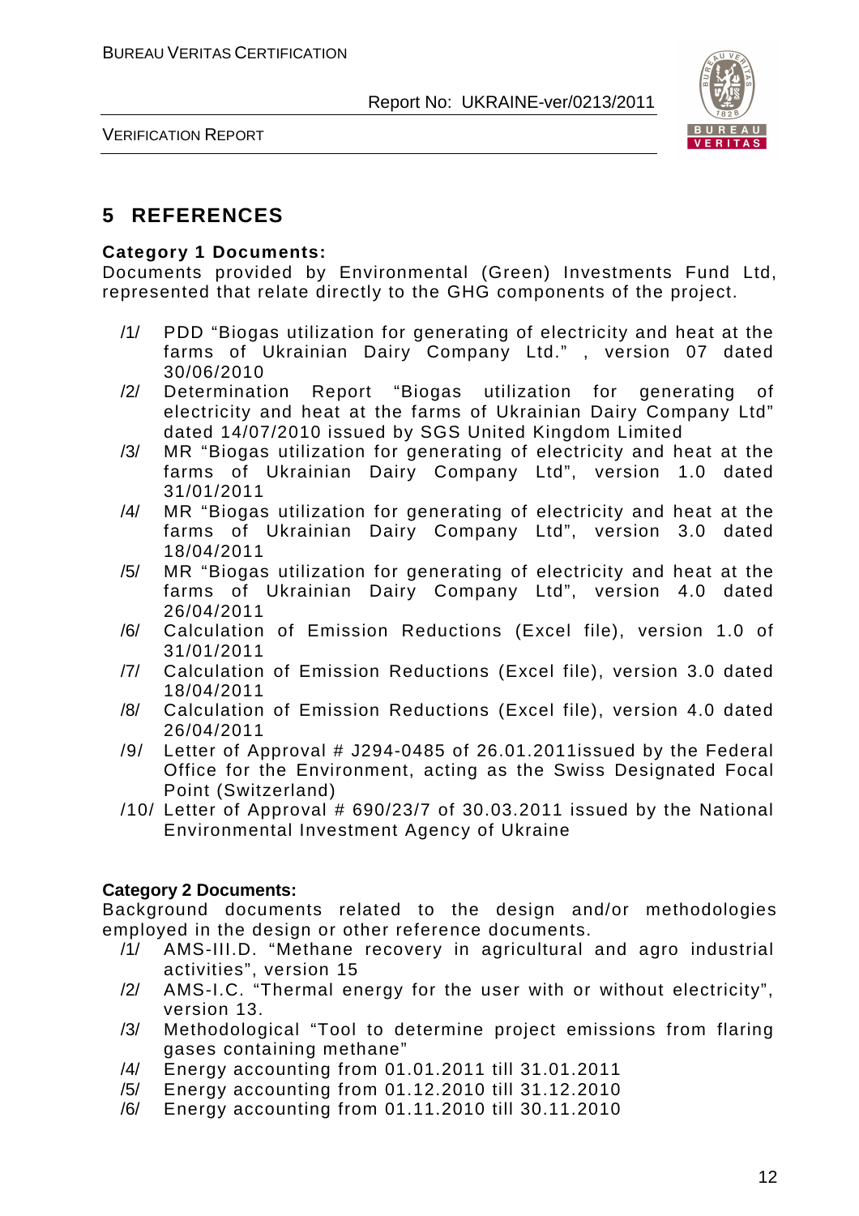# 5 REFERENCES

**Category 1 Documents:**

Documents provided by Environmental (Green) Investments Fund Ltd, represented that relate directly to the GHG components of the project.

/1/ PDD "Biogas utilization for generating of electricity and heat at the farms of Ukrainian Dairy Company Ltd." , version 07 dated 30/06/2010

/2/ Determination Report "Biogas utilization for generating of electricity and heat at the farms of Ukrainian Dairy Company Ltd" dated 14/07/2010 issued by SGS United Kingdom Limited

/3/ MR "Biogas utilization for generating of electricity and heat at the farms of Ukrainian Dairy Company Ltd", version 1.0 dated 31/01/2011

/4/ MR "Biogas utilization for generating of electricity and heat at the farms of Ukrainian Dairy Company Ltd", version 3.0 dated 18/04/2011

/5/ MR "Biogas utilization for generating of electricity and heat at the farms of Ukrainian Dairy Company Ltd", version 4.0 dated 26/04/2011

/6/ Calculation of Emission Reductions (Excel file), version 1.0 of 31/01/2011

/7/ Calculation of Emission Reductions (Excel file), version 3.0 dated 18/04/2011

/8/ Calculation of Emission Reductions (Excel file), version 4.0 dated 26/04/2011

/9/ Letter of Approval # J294-0485 of 26.01.2011issued by the Federal Office for the Environment, acting as the Swiss Designated Focal Point (Switzerland)

/10/ Letter of Approval # 690/23/7 of 30.03.2011 issued by the National Environmental Investment Agency of Ukraine

**Category 2 Documents:**

Background documents related to the design and/or methodologies employed in the design or other reference documents.

/1/ AMS-III.D. "Methane recovery in agricultural and agro industrial activities", version 15

/2/ AMS-I.C. "Thermal energy for the user with or without electricity", version 13.

/3/ Methodological "Tool to determine project emissions from flaring gases containing methane"

/4/ Energy accounting from 01.01.2011 till 31.01.2011

/5/ Energy accounting from 01.12.2010 till 31.12.2010

/6/ Energy accounting from 01.11.2010 till 30.11.2010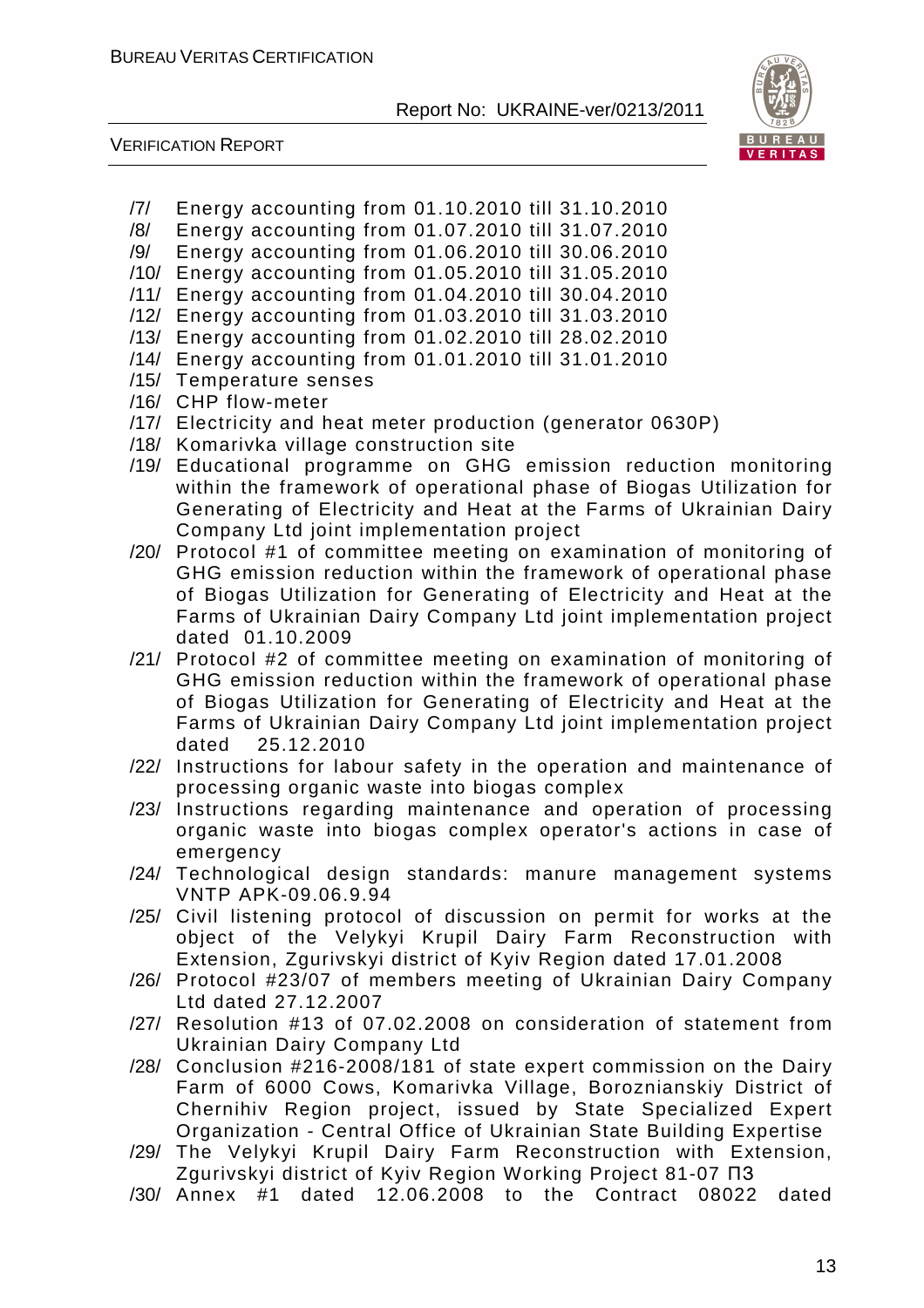/7/ Energy accounting from 01.10.2010 till 31.10.2010
/8/ Energy accounting from 01.07.2010 till 31.07.2010
/9/ Energy accounting from 01.06.2010 till 30.06.2010
/10/ Energy accounting from 01.05.2010 till 31.05.2010
/11/ Energy accounting from 01.04.2010 till 30.04.2010
/12/ Energy accounting from 01.03.2010 till 31.03.2010
/13/ Energy accounting from 01.02.2010 till 28.02.2010
/14/ Energy accounting from 01.01.2010 till 31.01.2010
/15/ Temperature senses
/16/ CHP flow-meter
/17/ Electricity and heat meter production (generator 0630P)
/18/ Komarivka village construction site
/19/ Educational programme on GHG emission reduction monitoring within the framework of operational phase of Biogas Utilization for Generating of Electricity and Heat at the Farms of Ukrainian Dairy Company Ltd joint implementation project
/20/ Protocol #1 of committee meeting on examination of monitoring of GHG emission reduction within the framework of operational phase of Biogas Utilization for Generating of Electricity and Heat at the Farms of Ukrainian Dairy Company Ltd joint implementation project dated 01.10.2009
/21/ Protocol #2 of committee meeting on examination of monitoring of GHG emission reduction within the framework of operational phase of Biogas Utilization for Generating of Electricity and Heat at the Farms of Ukrainian Dairy Company Ltd joint implementation project dated 25.12.2010
/22/ Instructions for labour safety in the operation and maintenance of processing organic waste into biogas complex
/23/ Instructions regarding maintenance and operation of processing organic waste into biogas complex operator's actions in case of emergency
/24/ Technological design standards: manure management systems VNTP APK-09.06.9.94
/25/ Civil listening protocol of discussion on permit for works at the object of the Velykyi Krupil Dairy Farm Reconstruction with Extension, Zgurivskyi district of Kyiv Region dated 17.01.2008
/26/ Protocol #23/07 of members meeting of Ukrainian Dairy Company Ltd dated 27.12.2007
/27/ Resolution #13 of 07.02.2008 on consideration of statement from Ukrainian Dairy Company Ltd
/28/ Conclusion #216-2008/181 of state expert commission on the Dairy Farm of 6000 Cows, Komarivka Village, Boroznianskiy District of Chernihiv Region project, issued by State Specialized Expert Organization - Central Office of Ukrainian State Building Expertise
/29/ The Velykyi Krupil Dairy Farm Reconstruction with Extension, Zgurivskyi district of Kyiv Region Working Project 81-07 ПЗ
/30/ Annex #1 dated 12.06.2008 to the Contract 08022 dated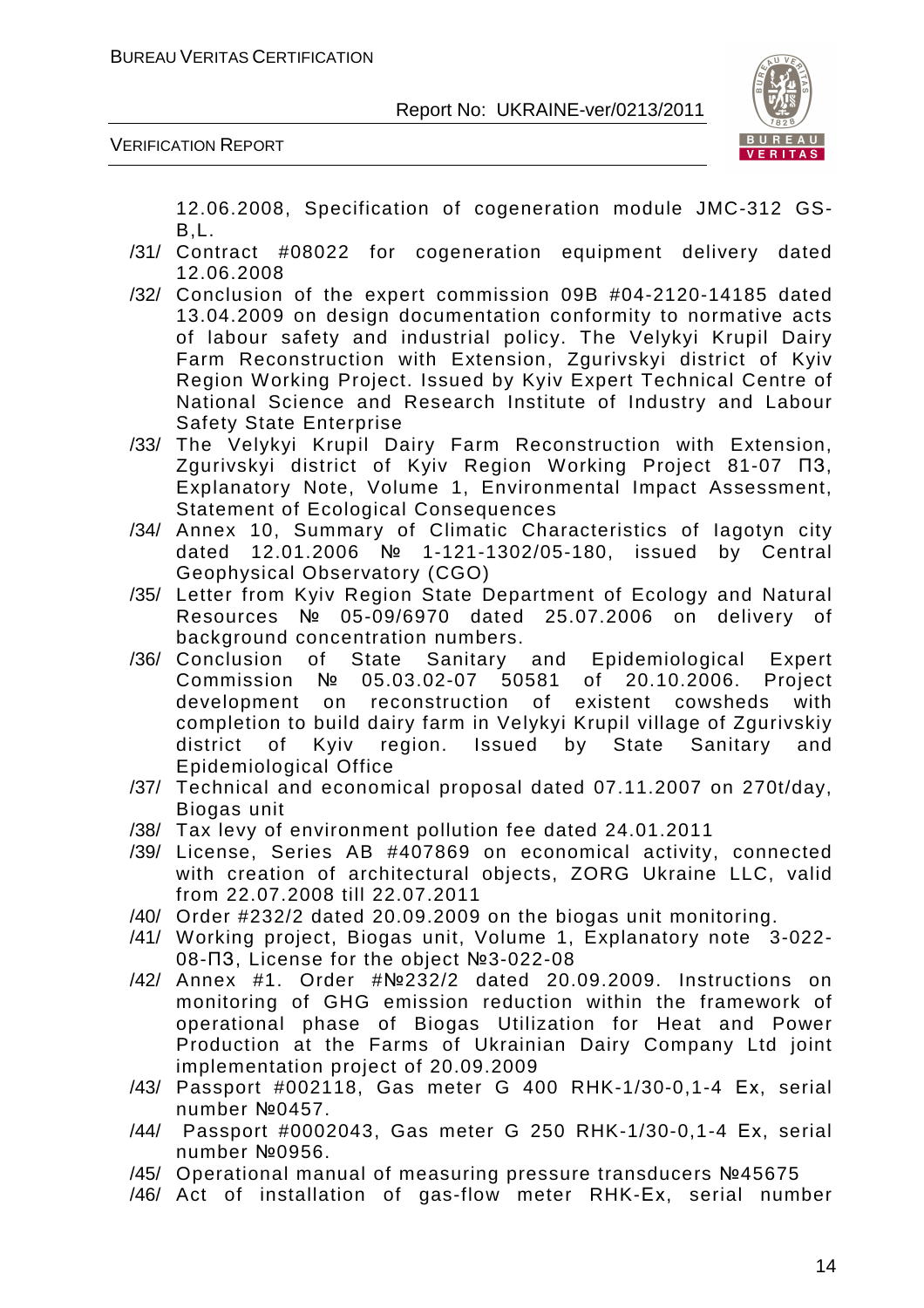12.06.2008, Specification of cogeneration module JMC-312 GS-B,L.

/31/ Contract #08022 for cogeneration equipment delivery dated 12.06.2008

/32/ Conclusion of the expert commission 09B #04-2120-14185 dated 13.04.2009 on design documentation conformity to normative acts of labour safety and industrial policy. The Velykyi Krupil Dairy Farm Reconstruction with Extension, Zgurivskyi district of Kyiv Region Working Project. Issued by Kyiv Expert Technical Centre of National Science and Research Institute of Industry and Labour Safety State Enterprise

/33/ The Velykyi Krupil Dairy Farm Reconstruction with Extension, Zgurivskyi district of Kyiv Region Working Project 81-07 ПЗ, Explanatory Note, Volume 1, Environmental Impact Assessment, Statement of Ecological Consequences

/34/ Annex 10, Summary of Climatic Characteristics of Iagotyn city dated 12.01.2006 № 1-121-1302/05-180, issued by Central Geophysical Observatory (CGO)

/35/ Letter from Kyiv Region State Department of Ecology and Natural Resources № 05-09/6970 dated 25.07.2006 on delivery of background concentration numbers.

/36/ Conclusion of State Sanitary and Epidemiological Expert Commission № 05.03.02-07 50581 of 20.10.2006. Project development on reconstruction of existent cowsheds with completion to build dairy farm in Velykyi Krupil village of Zgurivskiy district of Kyiv region. Issued by State Sanitary and Epidemiological Office

/37/ Technical and economical proposal dated 07.11.2007 on 270t/day, Biogas unit

/38/ Tax levy of environment pollution fee dated 24.01.2011

/39/ License, Series AB #407869 on economical activity, connected with creation of architectural objects, ZORG Ukraine LLC, valid from 22.07.2008 till 22.07.2011

/40/ Order #232/2 dated 20.09.2009 on the biogas unit monitoring.

/41/ Working project, Biogas unit, Volume 1, Explanatory note 3-022-08-ПЗ, License for the object №3-022-08

/42/ Annex #1. Order #№232/2 dated 20.09.2009. Instructions on monitoring of GHG emission reduction within the framework of operational phase of Biogas Utilization for Heat and Power Production at the Farms of Ukrainian Dairy Company Ltd joint implementation project of 20.09.2009

/43/ Passport #002118, Gas meter G 400 RHK-1/30-0,1-4 Ex, serial number №0457.

/44/ Passport #0002043, Gas meter G 250 RHK-1/30-0,1-4 Ex, serial number №0956.

/45/ Operational manual of measuring pressure transducers №45675

/46/ Act of installation of gas-flow meter RHK-Ex, serial number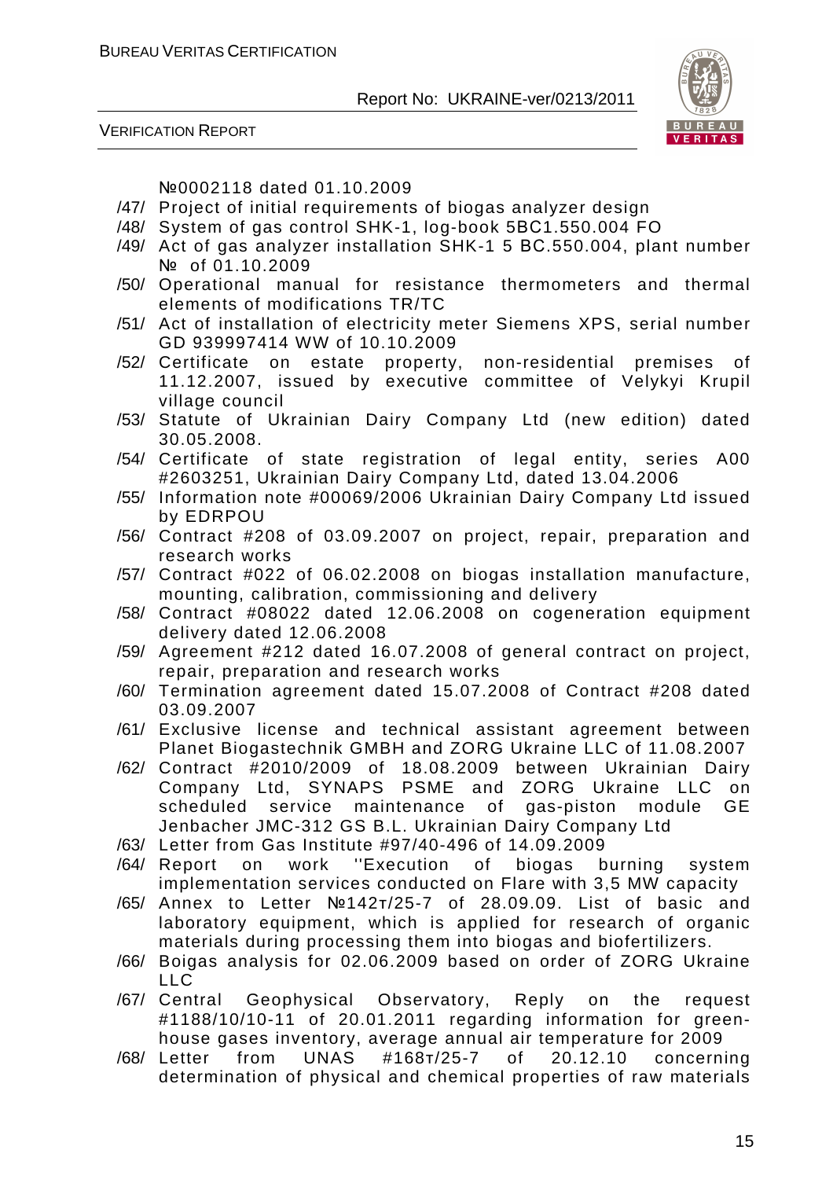№0002118 dated 01.10.2009

/47/ Project of initial requirements of biogas analyzer design
/48/ System of gas control SHK-1, log-book 5BC1.550.004 FO
/49/ Act of gas analyzer installation SHK-1 5 BC.550.004, plant number № of 01.10.2009
/50/ Operational manual for resistance thermometers and thermal elements of modifications TR/TC
/51/ Act of installation of electricity meter Siemens XPS, serial number GD 939997414 WW of 10.10.2009
/52/ Certificate on estate property, non-residential premises of 11.12.2007, issued by executive committee of Velykyi Krupil village council
/53/ Statute of Ukrainian Dairy Company Ltd (new edition) dated 30.05.2008.
/54/ Certificate of state registration of legal entity, series A00 #2603251, Ukrainian Dairy Company Ltd, dated 13.04.2006
/55/ Information note #00069/2006 Ukrainian Dairy Company Ltd issued by EDRPOU
/56/ Contract #208 of 03.09.2007 on project, repair, preparation and research works
/57/ Contract #022 of 06.02.2008 on biogas installation manufacture, mounting, calibration, commissioning and delivery
/58/ Contract #08022 dated 12.06.2008 on cogeneration equipment delivery dated 12.06.2008
/59/ Agreement #212 dated 16.07.2008 of general contract on project, repair, preparation and research works
/60/ Termination agreement dated 15.07.2008 of Contract #208 dated 03.09.2007
/61/ Exclusive license and technical assistant agreement between Planet Biogastechnik GMBH and ZORG Ukraine LLC of 11.08.2007
/62/ Contract #2010/2009 of 18.08.2009 between Ukrainian Dairy Company Ltd, SYNAPS PSME and ZORG Ukraine LLC on scheduled service maintenance of gas-piston module GE Jenbacher JMC-312 GS B.L. Ukrainian Dairy Company Ltd
/63/ Letter from Gas Institute #97/40-496 of 14.09.2009
/64/ Report on work "Execution of biogas burning system implementation services conducted on Flare with 3,5 MW capacity
/65/ Annex to Letter №142т/25-7 of 28.09.09. List of basic and laboratory equipment, which is applied for research of organic materials during processing them into biogas and biofertilizers.
/66/ Boigas analysis for 02.06.2009 based on order of ZORG Ukraine LLC
/67/ Central Geophysical Observatory, Reply on the request #1188/10/10-11 of 20.01.2011 regarding information for green-house gases inventory, average annual air temperature for 2009
/68/ Letter from UNAS #168т/25-7 of 20.12.10 concerning determination of physical and chemical properties of raw materials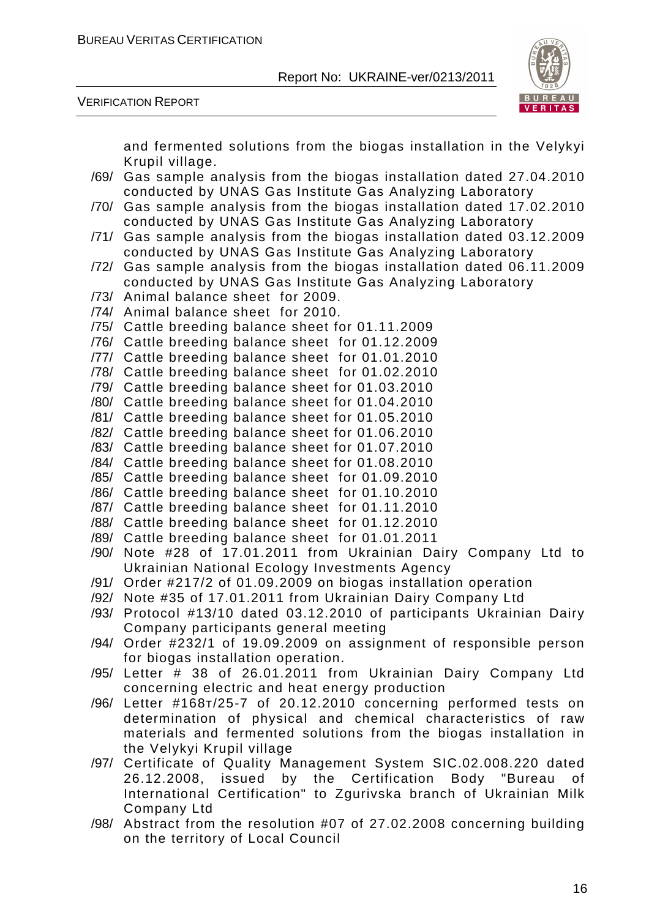and fermented solutions from the biogas installation in the Velykyi Krupil village.

/69/ Gas sample analysis from the biogas installation dated 27.04.2010 conducted by UNAS Gas Institute Gas Analyzing Laboratory

/70/ Gas sample analysis from the biogas installation dated 17.02.2010 conducted by UNAS Gas Institute Gas Analyzing Laboratory

/71/ Gas sample analysis from the biogas installation dated 03.12.2009 conducted by UNAS Gas Institute Gas Analyzing Laboratory

/72/ Gas sample analysis from the biogas installation dated 06.11.2009 conducted by UNAS Gas Institute Gas Analyzing Laboratory

/73/ Animal balance sheet for 2009.

/74/ Animal balance sheet for 2010.

/75/ Cattle breeding balance sheet for 01.11.2009

/76/ Cattle breeding balance sheet for 01.12.2009

/77/ Cattle breeding balance sheet for 01.01.2010

/78/ Cattle breeding balance sheet for 01.02.2010

/79/ Cattle breeding balance sheet for 01.03.2010

/80/ Cattle breeding balance sheet for 01.04.2010

/81/ Cattle breeding balance sheet for 01.05.2010

/82/ Cattle breeding balance sheet for 01.06.2010

/83/ Cattle breeding balance sheet for 01.07.2010

/84/ Cattle breeding balance sheet for 01.08.2010

/85/ Cattle breeding balance sheet for 01.09.2010

/86/ Cattle breeding balance sheet for 01.10.2010

/87/ Cattle breeding balance sheet for 01.11.2010

/88/ Cattle breeding balance sheet for 01.12.2010

/89/ Cattle breeding balance sheet for 01.01.2011

/90/ Note #28 of 17.01.2011 from Ukrainian Dairy Company Ltd to Ukrainian National Ecology Investments Agency

/91/ Order #217/2 of 01.09.2009 on biogas installation operation

/92/ Note #35 of 17.01.2011 from Ukrainian Dairy Company Ltd

/93/ Protocol #13/10 dated 03.12.2010 of participants Ukrainian Dairy Company participants general meeting

/94/ Order #232/1 of 19.09.2009 on assignment of responsible person for biogas installation operation.

/95/ Letter # 38 of 26.01.2011 from Ukrainian Dairy Company Ltd concerning electric and heat energy production

/96/ Letter #168т/25-7 of 20.12.2010 concerning performed tests on determination of physical and chemical characteristics of raw materials and fermented solutions from the biogas installation in the Velykyi Krupil village

/97/ Certificate of Quality Management System SIC.02.008.220 dated 26.12.2008, issued by the Certification Body "Bureau of International Certification" to Zgurivska branch of Ukrainian Milk Company Ltd

/98/ Abstract from the resolution #07 of 27.02.2008 concerning building on the territory of Local Council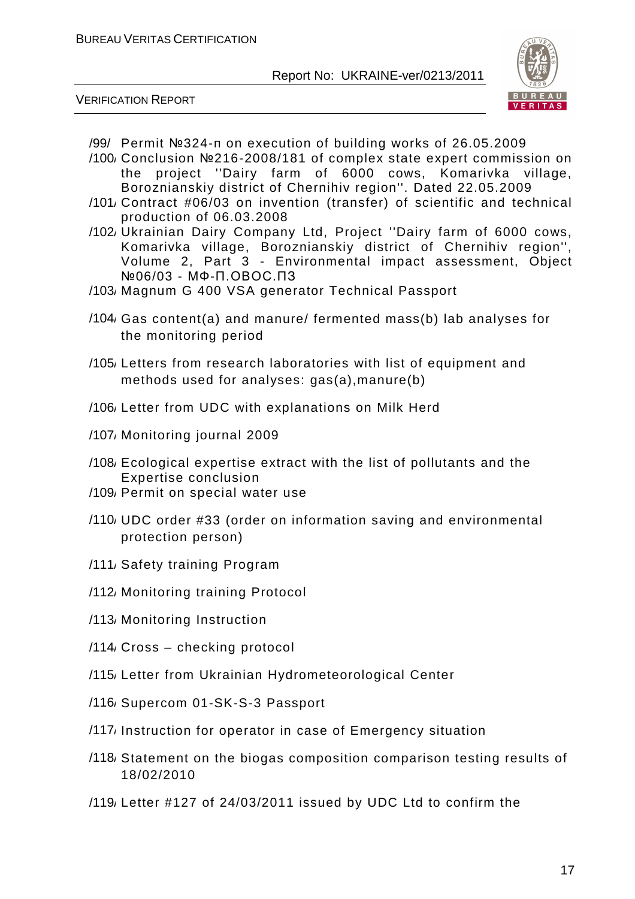/99/ Permit №324-п on execution of building works of 26.05.2009

/100/ Conclusion №216-2008/181 of complex state expert commission on the project ''Dairy farm of 6000 cows, Komarivka village, Boroznianskiy district of Chernihiv region''. Dated 22.05.2009

/101/ Contract #06/03 on invention (transfer) of scientific and technical production of 06.03.2008

/102/ Ukrainian Dairy Company Ltd, Project ''Dairy farm of 6000 cows, Komarivka village, Boroznianskiy district of Chernihiv region'', Volume 2, Part 3 - Environmental impact assessment, Object №06/03 - МФ-П.ОВОС.ПЗ

/103/ Magnum G 400 VSA generator Technical Passport

/104/ Gas content(a) and manure/ fermented mass(b) lab analyses for the monitoring period

/105/ Letters from research laboratories with list of equipment and methods used for analyses: gas(a),manure(b)

/106/ Letter from UDC with explanations on Milk Herd

/107/ Monitoring journal 2009

/108/ Ecological expertise extract with the list of pollutants and the Expertise conclusion

/109/ Permit on special water use

/110/ UDC order #33 (order on information saving and environmental protection person)

/111/ Safety training Program

/112/ Monitoring training Protocol

/113/ Monitoring Instruction

/114/ Cross – checking protocol

/115/ Letter from Ukrainian Hydrometeorological Center

/116/ Supercom 01-SK-S-3 Passport

/117/ Instruction for operator in case of Emergency situation

/118/ Statement on the biogas composition comparison testing results of 18/02/2010

/119/ Letter #127 of 24/03/2011 issued by UDC Ltd to confirm the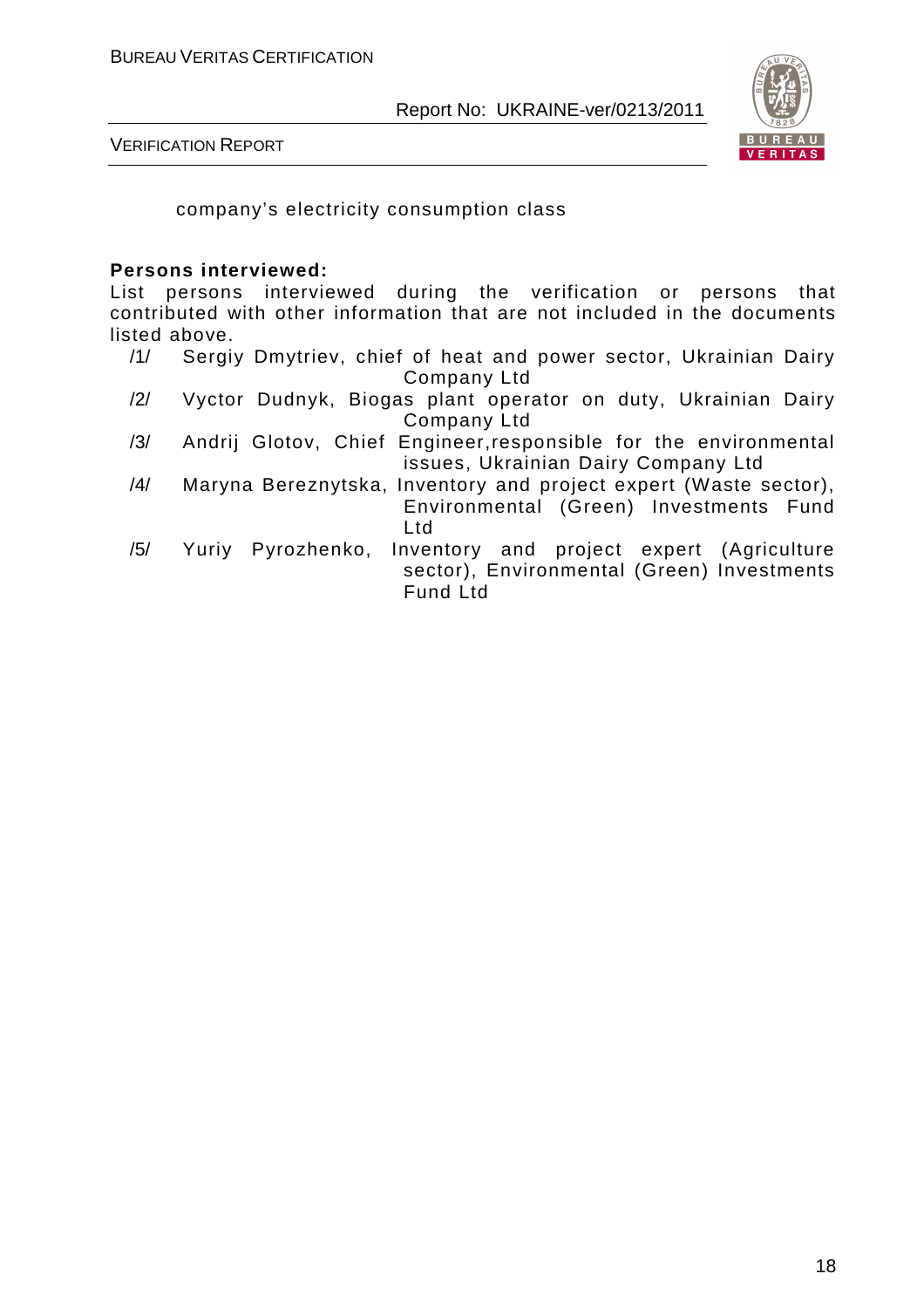company's electricity consumption class

**Persons interviewed:**

List persons interviewed during the verification or persons that contributed with other information that are not included in the documents listed above.

/1/ Sergiy Dmytriev, chief of heat and power sector, Ukrainian Dairy Company Ltd

/2/ Vyctor Dudnyk, Biogas plant operator on duty, Ukrainian Dairy Company Ltd

/3/ Andrij Glotov, Chief Engineer,responsible for the environmental issues, Ukrainian Dairy Company Ltd

/4/ Maryna Bereznytska, Inventory and project expert (Waste sector), Environmental (Green) Investments Fund Ltd

/5/ Yuriy Pyrozhenko, Inventory and project expert (Agriculture sector), Environmental (Green) Investments Fund Ltd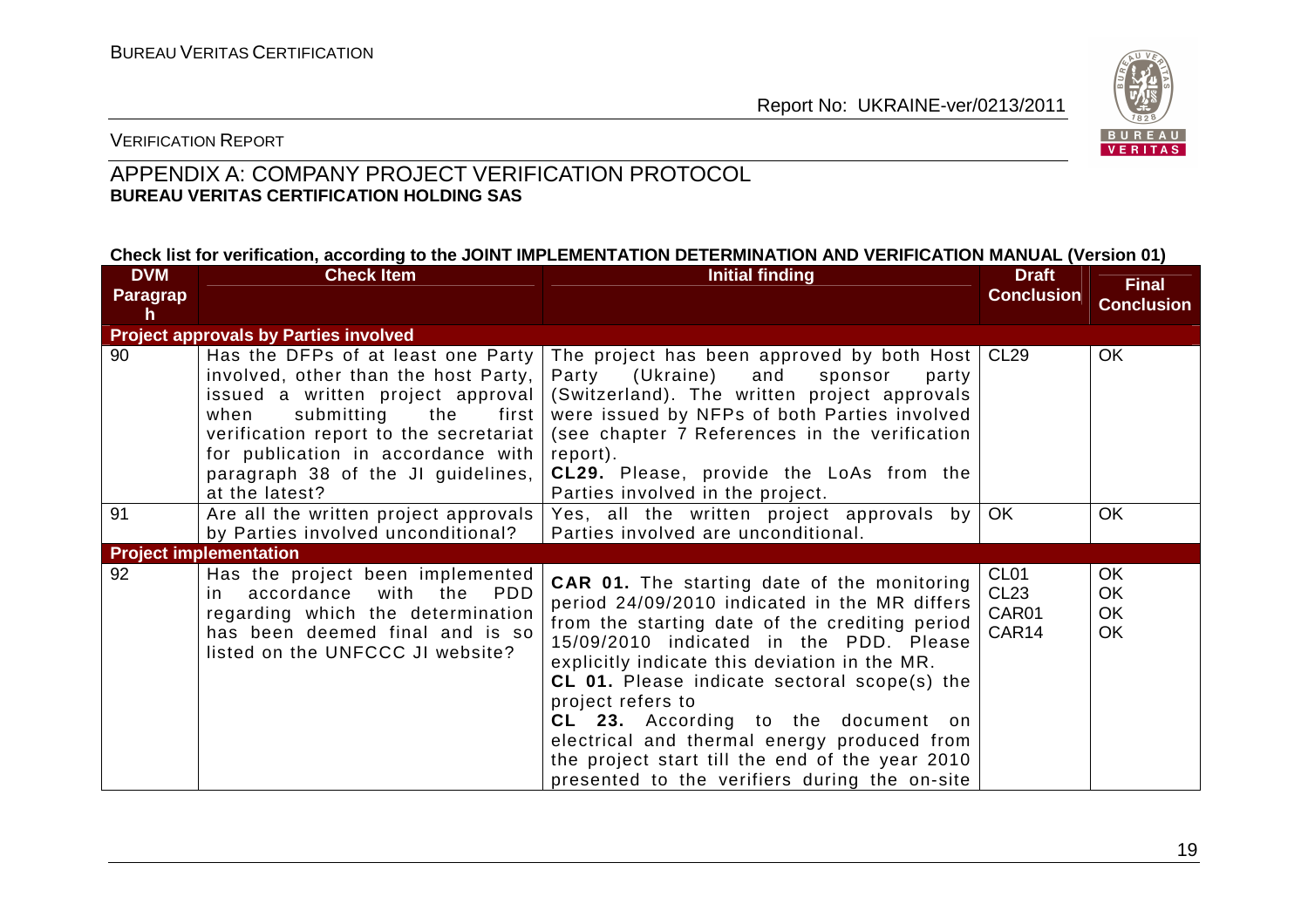## VERIFICATION REPORT

## APPENDIX A: COMPANY PROJECT VERIFICATION PROTOCOL
**BUREAU VERITAS CERTIFICATION HOLDING SAS**

**Check list for verification, according to the JOINT IMPLEMENTATION DETERMINATION AND VERIFICATION MANUAL (Version 01)**

| DVM Paragraph | Check Item | Initial finding | Draft Conclusion | Final Conclusion |
|---|---|---|---|---|
| **Project approvals by Parties involved** | | | | |
| 90 | Has the DFPs of at least one Party involved, other than the host Party, issued a written project approval when submitting the first verification report to the secretariat for publication in accordance with paragraph 38 of the JI guidelines, at the latest? | The project has been approved by both Host Party (Ukraine) and sponsor party (Switzerland). The written project approvals were issued by NFPs of both Parties involved (see chapter 7 References in the verification report). **CL29.** Please, provide the LoAs from the Parties involved in the project. | CL29 | OK |
| 91 | Are all the written project approvals by Parties involved unconditional? | Yes, all the written project approvals by Parties involved are unconditional. | OK | OK |
| **Project implementation** | | | | |
| 92 | Has the project been implemented in accordance with the PDD regarding which the determination has been deemed final and is so listed on the UNFCCC JI website? | **CAR 01.** The starting date of the monitoring period 24/09/2010 indicated in the MR differs from the starting date of the crediting period 15/09/2010 indicated in the PDD. Please explicitly indicate this deviation in the MR. **CL 01.** Please indicate sectoral scope(s) the project refers to **CL 23.** According to the document on electrical and thermal energy produced from the project start till the end of the year 2010 presented to the verifiers during the on-site | CL01 CL23 CAR01 CAR14 | OK OK OK OK |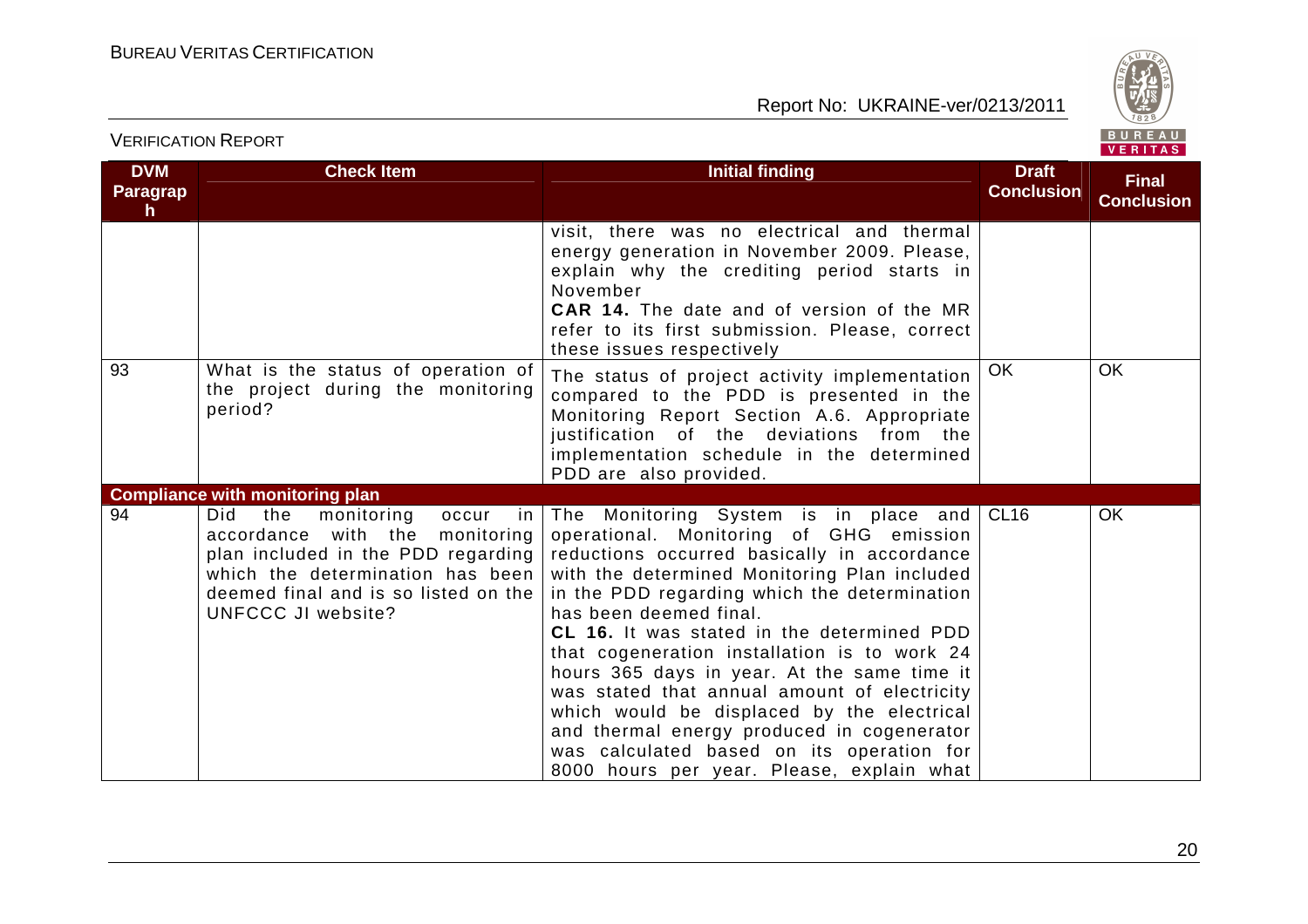| DVM Paragraph | Check Item | Initial finding | Draft Conclusion | Final Conclusion |
|---|---|---|---|---|
| | | visit, there was no electrical and thermal energy generation in November 2009. Please, explain why the crediting period starts in November<br>**CAR 14.** The date and of version of the MR refer to its first submission. Please, correct these issues respectively | | |
| 93 | What is the status of operation of the project during the monitoring period? | The status of project activity implementation compared to the PDD is presented in the Monitoring Report Section A.6. Appropriate justification of the deviations from the implementation schedule in the determined PDD are also provided. | OK | OK |
| **Compliance with monitoring plan** | | | | |
| 94 | Did the monitoring occur in accordance with the monitoring plan included in the PDD regarding which the determination has been deemed final and is so listed on the UNFCCC JI website? | The Monitoring System is in place and operational. Monitoring of GHG emission reductions occurred basically in accordance with the determined Monitoring Plan included in the PDD regarding which the determination has been deemed final.<br>**CL 16.** It was stated in the determined PDD that cogeneration installation is to work 24 hours 365 days in year. At the same time it was stated that annual amount of electricity which would be displaced by the electrical and thermal energy produced in cogenerator was calculated based on its operation for 8000 hours per year. Please, explain what | CL16 | OK |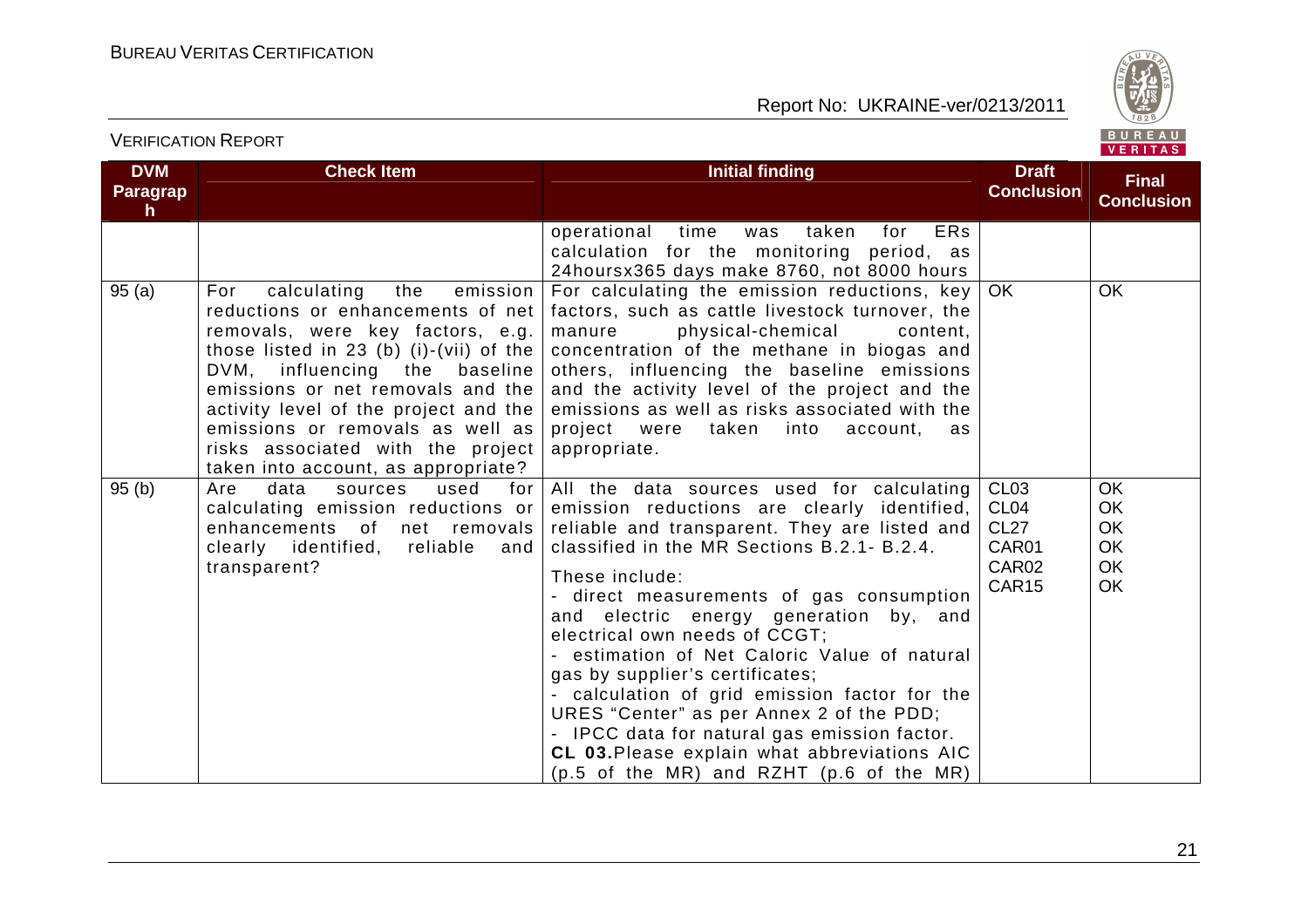| DVM Paragraph | Check Item | Initial finding | Draft Conclusion | Final Conclusion |
|---|---|---|---|---|
| | | operational time was taken for ERs calculation for the monitoring period, as 24hoursx365 days make 8760, not 8000 hours | | |
| 95 (a) | For calculating the emission reductions or enhancements of net removals, were key factors, e.g. those listed in 23 (b) (i)-(vii) of the DVM, influencing the baseline emissions or net removals and the activity level of the project and the emissions or removals as well as risks associated with the project taken into account, as appropriate? | For calculating the emission reductions, key factors, such as cattle livestock turnover, the manure physical-chemical content, concentration of the methane in biogas and others, influencing the baseline emissions and the activity level of the project and the emissions as well as risks associated with the project were taken into account, as appropriate. | OK | OK |
| 95 (b) | Are data sources used for calculating emission reductions or enhancements of net removals clearly identified, reliable and transparent? | All the data sources used for calculating emission reductions are clearly identified, reliable and transparent. They are listed and classified in the MR Sections B.2.1- B.2.4.<br><br>These include:<br>- direct measurements of gas consumption and electric energy generation by, and electrical own needs of CCGT;<br>- estimation of Net Caloric Value of natural gas by supplier's certificates;<br>- calculation of grid emission factor for the URES "Center" as per Annex 2 of the PDD;<br>- IPCC data for natural gas emission factor.<br>**CL 03.** Please explain what abbreviations AIC (p.5 of the MR) and RZHT (p.6 of the MR) | CL03<br>CL04<br>CL27<br>CAR01<br>CAR02<br>CAR15 | OK<br>OK<br>OK<br>OK<br>OK<br>OK |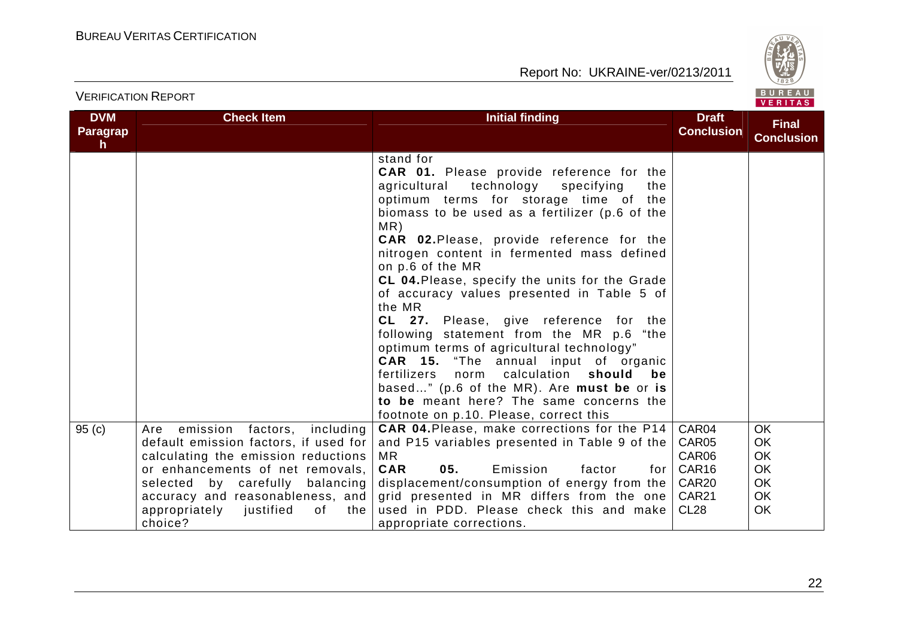| DVM Paragraph | Check Item | Initial finding | Draft Conclusion | Final Conclusion |
|---|---|---|---|---|
| | | stand for<br>**CAR 01.** Please provide reference for the agricultural technology specifying the optimum terms for storage time of the biomass to be used as a fertilizer (p.6 of the MR)<br>**CAR 02.** Please, provide reference for the nitrogen content in fermented mass defined on p.6 of the MR<br>**CL 04.** Please, specify the units for the Grade of accuracy values presented in Table 5 of the MR<br>**CL 27.** Please, give reference for the following statement from the MR p.6 "the optimum terms of agricultural technology"<br>**CAR 15.** "The annual input of organic fertilizers norm calculation **should be** based…" (p.6 of the MR). Are **must be** or **is to be** meant here? The same concerns the footnote on p.10. Please, correct this | | |
| 95 (c) | Are emission factors, including default emission factors, if used for calculating the emission reductions or enhancements of net removals, selected by carefully balancing accuracy and reasonableness, and appropriately justified of the choice? | **CAR 04.** Please, make corrections for the P14 and P15 variables presented in Table 9 of the MR<br>**CAR 05.** Emission factor for displacement/consumption of energy from the grid presented in MR differs from the one used in PDD. Please check this and make appropriate corrections. | CAR04<br>CAR05<br>CAR06<br>CAR16<br>CAR20<br>CAR21<br>CL28 | OK<br>OK<br>OK<br>OK<br>OK<br>OK<br>OK |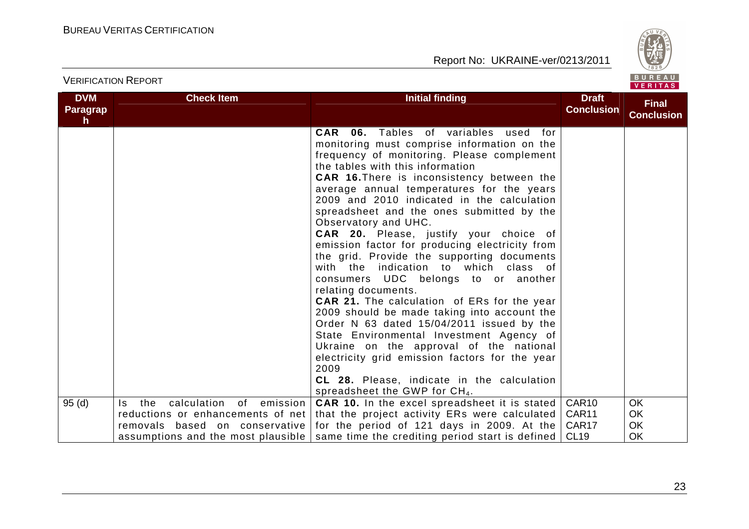| DVM Paragraph | Check Item | Initial finding | Draft Conclusion | Final Conclusion |
|---|---|---|---|---|
| | | **CAR 06.** Tables of variables used for monitoring must comprise information on the frequency of monitoring. Please complement the tables with this information<br>**CAR 16.** There is inconsistency between the average annual temperatures for the years 2009 and 2010 indicated in the calculation spreadsheet and the ones submitted by the Observatory and UHC.<br>**CAR 20.** Please, justify your choice of emission factor for producing electricity from the grid. Provide the supporting documents with the indication to which class of consumers UDC belongs to or another relating documents.<br>**CAR 21.** The calculation of ERs for the year 2009 should be made taking into account the Order N 63 dated 15/04/2011 issued by the State Environmental Investment Agency of Ukraine on the approval of the national electricity grid emission factors for the year 2009<br>**CL 28.** Please, indicate in the calculation spreadsheet the GWP for $CH_4$. | | |
| 95 (d) | Is the calculation of emission reductions or enhancements of net removals based on conservative assumptions and the most plausible | **CAR 10.** In the excel spreadsheet it is stated that the project activity ERs were calculated for the period of 121 days in 2009. At the same time the crediting period start is defined | CAR10<br>CAR11<br>CAR17<br>CL19 | OK<br>OK<br>OK<br>OK |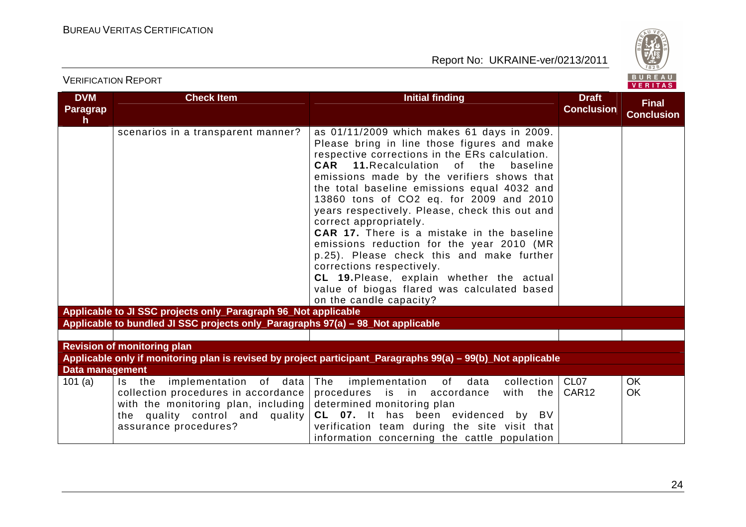| DVM Paragraph | Check Item | Initial finding | Draft Conclusion | Final Conclusion |
|---|---|---|---|---|
| | scenarios in a transparent manner? | as 01/11/2009 which makes 61 days in 2009. Please bring in line those figures and make respective corrections in the ERs calculation. **CAR 11.** Recalculation of the baseline emissions made by the verifiers shows that the total baseline emissions equal 4032 and 13860 tons of CO2 eq. for 2009 and 2010 years respectively. Please, check this out and correct appropriately. **CAR 17.** There is a mistake in the baseline emissions reduction for the year 2010 (MR p.25). Please check this and make further corrections respectively. **CL 19.** Please, explain whether the actual value of biogas flared was calculated based on the candle capacity? | | |
| **Applicable to JI SSC projects only_Paragraph 96_Not applicable** | | | | |
| **Applicable to bundled JI SSC projects only_Paragraphs 97(a) – 98_Not applicable** | | | | |
| | | | | |
| **Revision of monitoring plan** | | | | |
| **Applicable only if monitoring plan is revised by project participant_Paragraphs 99(a) – 99(b)_Not applicable** | | | | |
| **Data management** | | | | |
| 101 (a) | Is the implementation of data collection procedures in accordance with the monitoring plan, including the quality control and quality assurance procedures? | The implementation of data collection procedures is in accordance with the determined monitoring plan **CL 07.** It has been evidenced by BV verification team during the site visit that information concerning the cattle population | CL07 CAR12 | OK OK |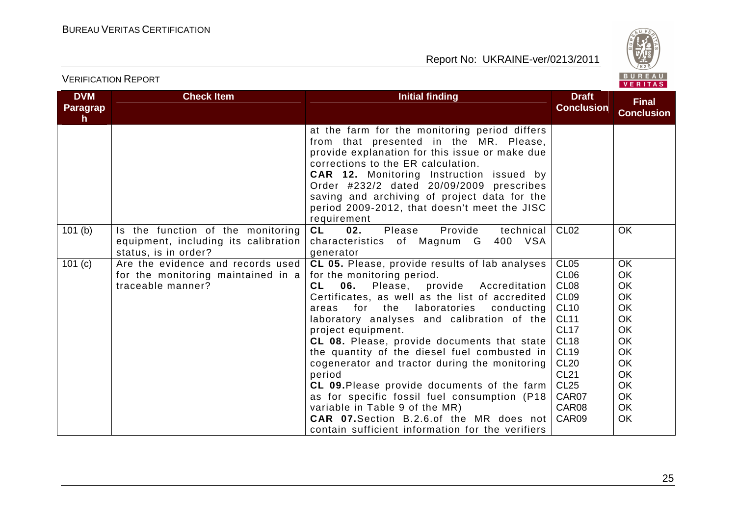| DVM Paragraph | Check Item | Initial finding | Draft Conclusion | Final Conclusion |
|---|---|---|---|---|
| | | at the farm for the monitoring period differs from that presented in the MR. Please, provide explanation for this issue or make due corrections to the ER calculation.<br>**CAR 12.** Monitoring Instruction issued by Order #232/2 dated 20/09/2009 prescribes saving and archiving of project data for the period 2009-2012, that doesn't meet the JISC requirement | | |
| 101 (b) | Is the function of the monitoring equipment, including its calibration status, is in order? | **CL 02.** Please Provide technical characteristics of Magnum G 400 VSA generator | CL02 | OK |
| 101 (c) | Are the evidence and records used for the monitoring maintained in a traceable manner? | **CL 05.** Please, provide results of lab analyses for the monitoring period.<br>**CL 06.** Please, provide Accreditation Certificates, as well as the list of accredited areas for the laboratories conducting laboratory analyses and calibration of the project equipment.<br>**CL 08.** Please, provide documents that state the quantity of the diesel fuel combusted in cogenerator and tractor during the monitoring period<br>**CL 09.** Please provide documents of the farm as for specific fossil fuel consumption (P18 variable in Table 9 of the MR)<br>**CAR 07.** Section B.2.6.of the MR does not contain sufficient information for the verifiers | CL05<br>CL06<br>CL08<br>CL09<br>CL10<br>CL11<br>CL17<br>CL18<br>CL19<br>CL20<br>CL21<br>CL25<br>CAR07<br>CAR08<br>CAR09 | OK<br>OK<br>OK<br>OK<br>OK<br>OK<br>OK<br>OK<br>OK<br>OK<br>OK<br>OK<br>OK<br>OK<br>OK |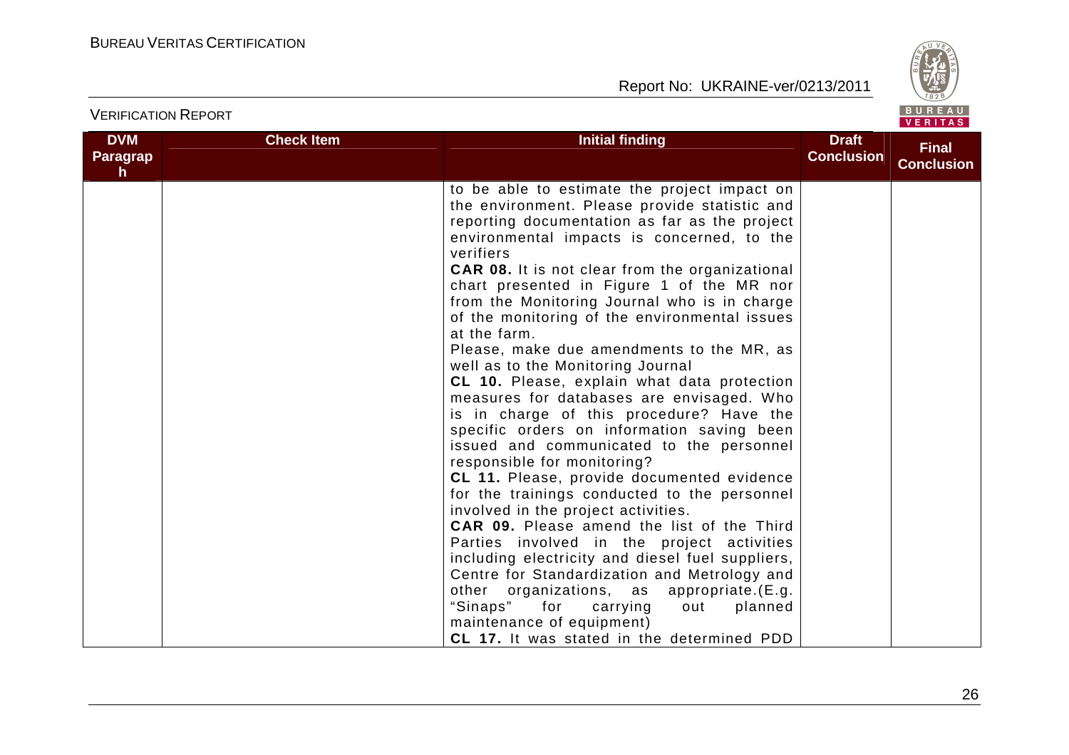| DVM Paragraph | Check Item | Initial finding | Draft Conclusion | Final Conclusion |
|---|---|---|---|---|
| | | to be able to estimate the project impact on the environment. Please provide statistic and reporting documentation as far as the project environmental impacts is concerned, to the verifiers<br>**CAR 08.** It is not clear from the organizational chart presented in Figure 1 of the MR nor from the Monitoring Journal who is in charge of the monitoring of the environmental issues at the farm.<br>Please, make due amendments to the MR, as well as to the Monitoring Journal<br>**CL 10.** Please, explain what data protection measures for databases are envisaged. Who is in charge of this procedure? Have the specific orders on information saving been issued and communicated to the personnel responsible for monitoring?<br>**CL 11.** Please, provide documented evidence for the trainings conducted to the personnel involved in the project activities.<br>**CAR 09.** Please amend the list of the Third Parties involved in the project activities including electricity and diesel fuel suppliers, Centre for Standardization and Metrology and other organizations, as appropriate.(E.g. "Sinaps" for carrying out planned maintenance of equipment)<br>**CL 17.** It was stated in the determined PDD | | |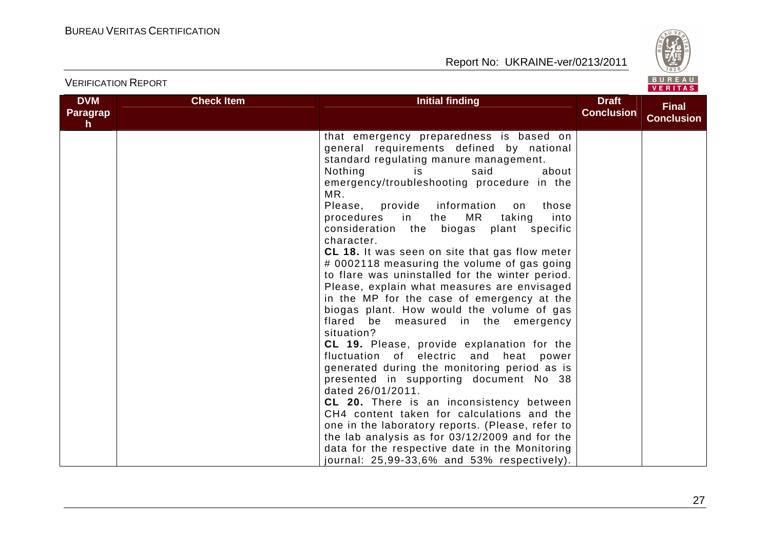| DVM Paragraph | Check Item | Initial finding | Draft Conclusion | Final Conclusion |
|---|---|---|---|---|
| | | that emergency preparedness is based on general requirements defined by national standard regulating manure management.<br>Nothing is said about emergency/troubleshooting procedure in the MR.<br>Please, provide information on those procedures in the MR taking into consideration the biogas plant specific character.<br>**CL 18.** It was seen on site that gas flow meter # 0002118 measuring the volume of gas going to flare was uninstalled for the winter period. Please, explain what measures are envisaged in the MP for the case of emergency at the biogas plant. How would the volume of gas flared be measured in the emergency situation?<br>**CL 19.** Please, provide explanation for the fluctuation of electric and heat power generated during the monitoring period as is presented in supporting document No 38 dated 26/01/2011.<br>**CL 20.** There is an inconsistency between $CH_4$ content taken for calculations and the one in the laboratory reports. (Please, refer to the lab analysis as for 03/12/2009 and for the data for the respective date in the Monitoring journal: 25,99-33,6% and 53% respectively). | | |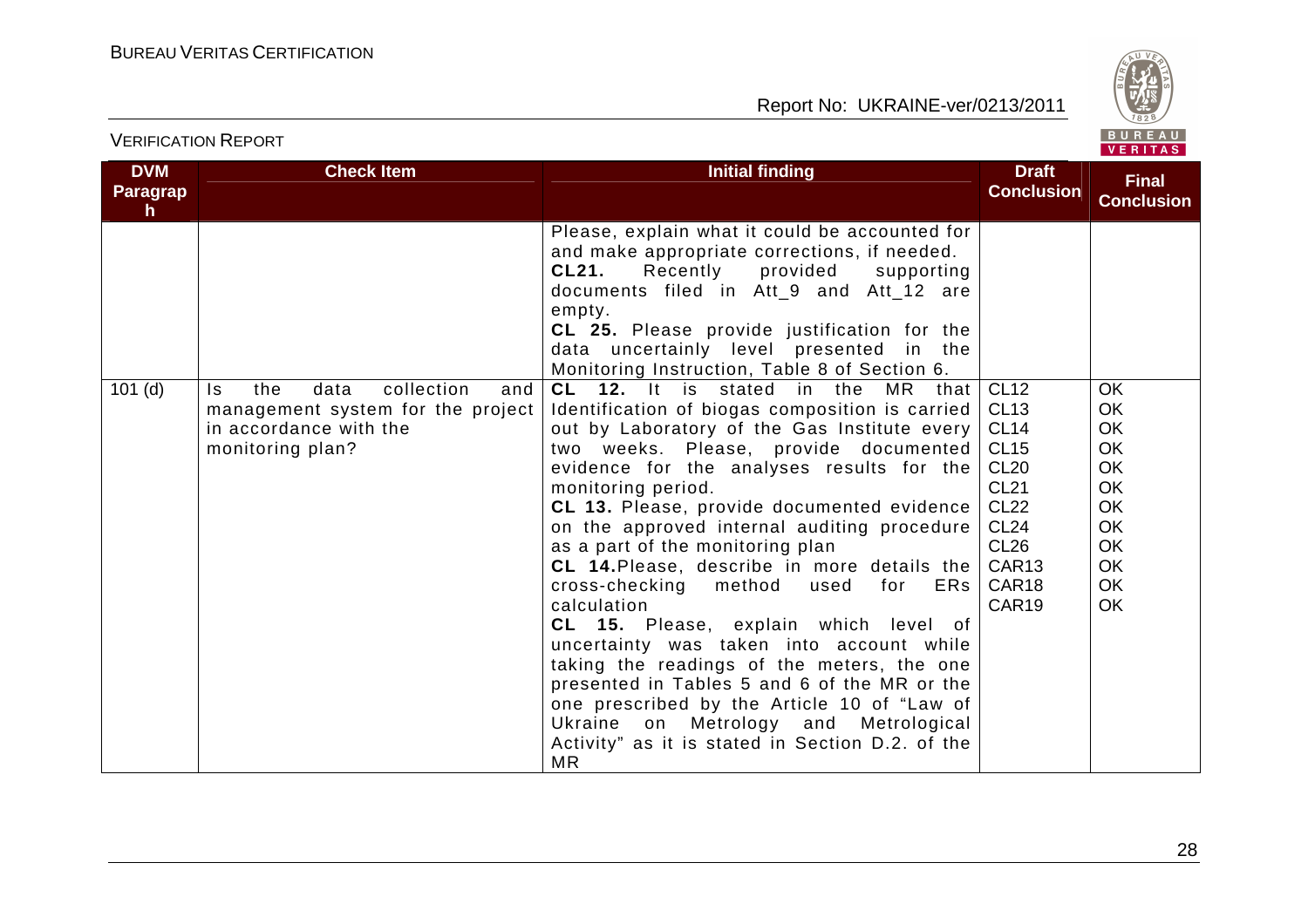| DVM Paragraph | Check Item | Initial finding | Draft Conclusion | Final Conclusion |
|---|---|---|---|---|
| | | Please, explain what it could be accounted for and make appropriate corrections, if needed.<br>**CL21.** Recently provided supporting documents filed in Att_9 and Att_12 are empty.<br>**CL 25.** Please provide justification for the data uncertainly level presented in the Monitoring Instruction, Table 8 of Section 6. | | |
| 101 (d) | Is the data collection and management system for the project in accordance with the monitoring plan? | **CL 12.** It is stated in the MR that Identification of biogas composition is carried out by Laboratory of the Gas Institute every two weeks. Please, provide documented evidence for the analyses results for the monitoring period.<br>**CL 13.** Please, provide documented evidence on the approved internal auditing procedure as a part of the monitoring plan<br>**CL 14.**Please, describe in more details the cross-checking method used for ERs calculation<br>**CL 15.** Please, explain which level of uncertainty was taken into account while taking the readings of the meters, the one presented in Tables 5 and 6 of the MR or the one prescribed by the Article 10 of "Law of Ukraine on Metrology and Metrological Activity" as it is stated in Section D.2. of the MR | CL12<br>CL13<br>CL14<br>CL15<br>CL20<br>CL21<br>CL22<br>CL24<br>CL26<br>CAR13<br>CAR18<br>CAR19 | OK<br>OK<br>OK<br>OK<br>OK<br>OK<br>OK<br>OK<br>OK<br>OK<br>OK<br>OK |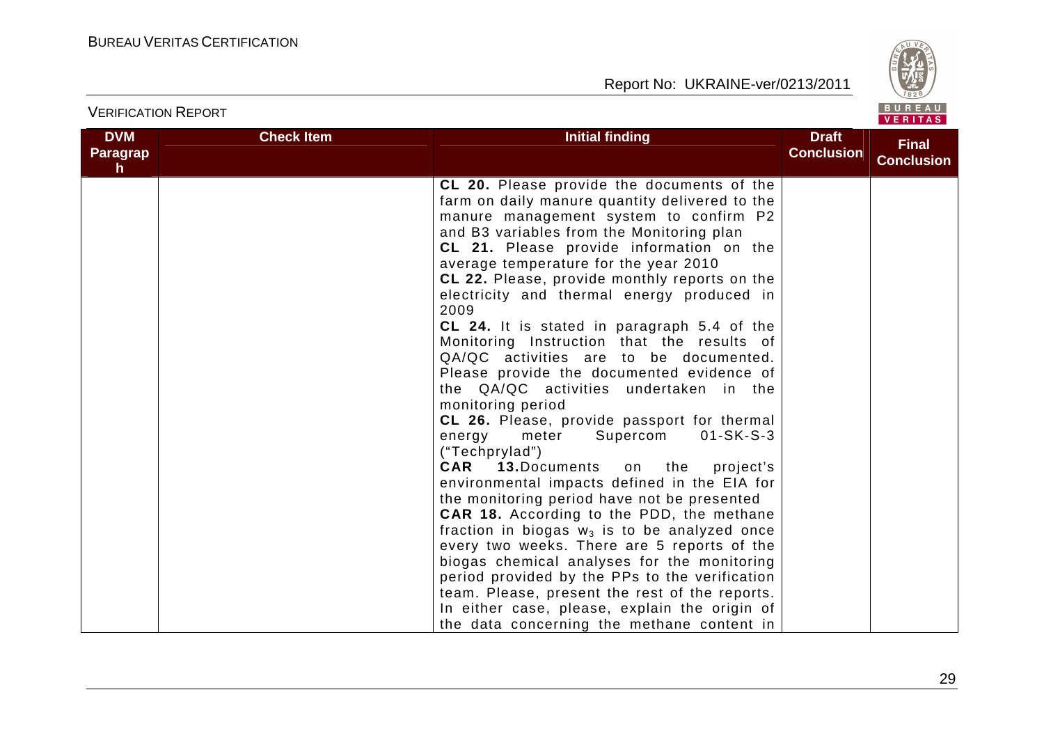| DVM Paragraph | Check Item | Initial finding | Draft Conclusion | Final Conclusion |
|---|---|---|---|---|
| | | **CL 20.** Please provide the documents of the farm on daily manure quantity delivered to the manure management system to confirm P2 and B3 variables from the Monitoring plan<br>**CL 21.** Please provide information on the average temperature for the year 2010<br>**CL 22.** Please, provide monthly reports on the electricity and thermal energy produced in 2009<br>**CL 24.** It is stated in paragraph 5.4 of the Monitoring Instruction that the results of QA/QC activities are to be documented. Please provide the documented evidence of the QA/QC activities undertaken in the monitoring period<br>**CL 26.** Please, provide passport for thermal energy meter Supercom 01-SK-S-3 ("Techprylad")<br>**CAR 13.**Documents on the project's environmental impacts defined in the EIA for the monitoring period have not be presented<br>**CAR 18.** According to the PDD, the methane fraction in biogas $w_3$ is to be analyzed once every two weeks. There are 5 reports of the biogas chemical analyses for the monitoring period provided by the PPs to the verification team. Please, present the rest of the reports. In either case, please, explain the origin of the data concerning the methane content in | | |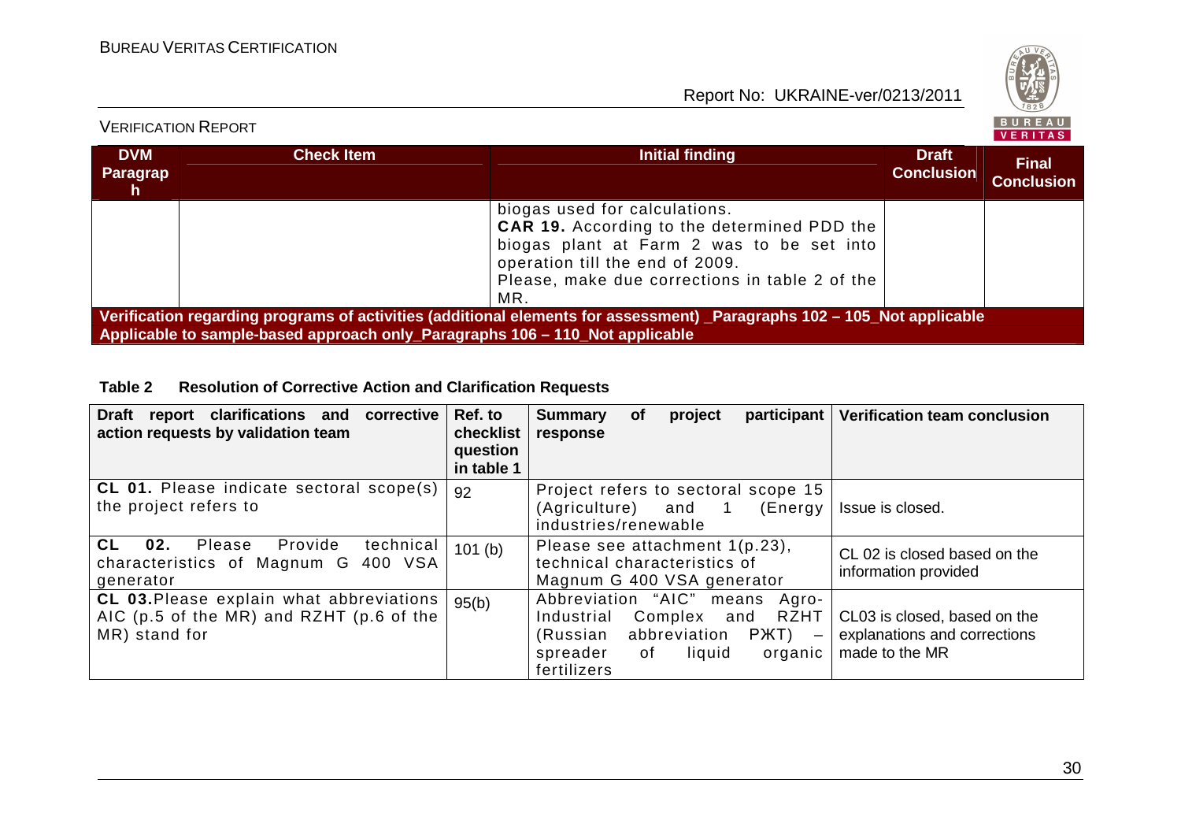| DVM Paragraph | Check Item | Initial finding | Draft Conclusion | Final Conclusion |
|---|---|---|---|---|
| | | biogas used for calculations. **CAR 19.** According to the determined PDD the biogas plant at Farm 2 was to be set into operation till the end of 2009. Please, make due corrections in table 2 of the MR. | | |
| **Verification regarding programs of activities (additional elements for assessment) _Paragraphs 102 – 105_Not applicable** | | | | |
| **Applicable to sample-based approach only_Paragraphs 106 – 110_Not applicable** | | | | |

**Table 2 Resolution of Corrective Action and Clarification Requests**

| Draft report clarifications and corrective action requests by validation team | Ref. to checklist question in table 1 | Summary of project participant response | Verification team conclusion |
|---|---|---|---|
| **CL 01.** Please indicate sectoral scope(s) the project refers to | 92 | Project refers to sectoral scope 15 (Agriculture) and 1 (Energy industries/renewable | Issue is closed. |
| **CL 02.** Please Provide technical characteristics of Magnum G 400 VSA generator | 101 (b) | Please see attachment 1(p.23), technical characteristics of Magnum G 400 VSA generator | CL 02 is closed based on the information provided |
| **CL 03.**Please explain what abbreviations AIC (p.5 of the MR) and RZHT (p.6 of the MR) stand for | 95(b) | Abbreviation "AIC" means Agro-Industrial Complex and RZHT (Russian abbreviation РЖТ) – spreader of liquid organic fertilizers | CL03 is closed, based on the explanations and corrections made to the MR |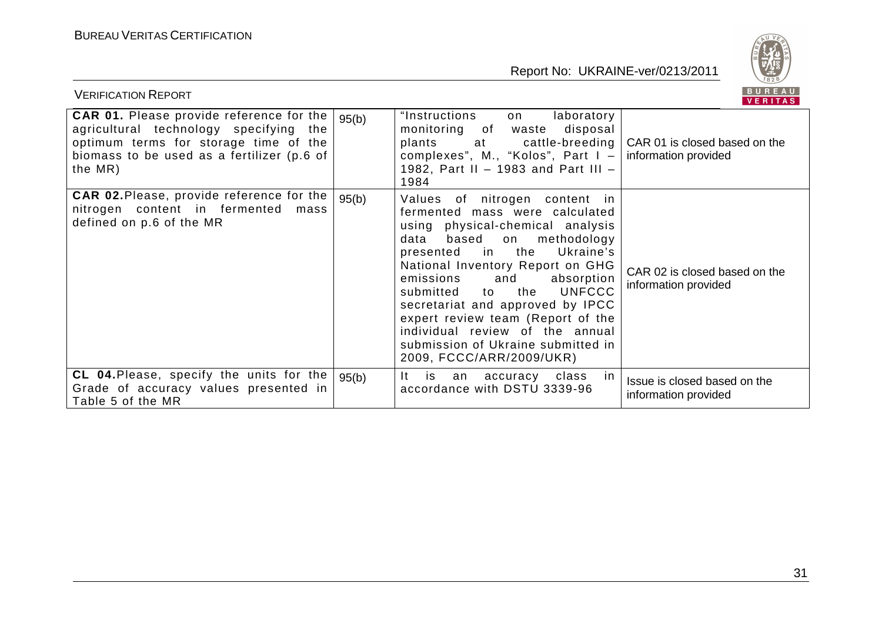| | | | |
|---|---|---|---|
| **CAR 01.** Please provide reference for the agricultural technology specifying the optimum terms for storage time of the biomass to be used as a fertilizer (p.6 of the MR) | 95(b) | "Instructions on laboratory monitoring of waste disposal plants at cattle-breeding complexes", M., "Kolos", Part I – 1982, Part II – 1983 and Part III – 1984 | CAR 01 is closed based on the information provided |
| **CAR 02.** Please, provide reference for the nitrogen content in fermented mass defined on p.6 of the MR | 95(b) | Values of nitrogen content in fermented mass were calculated using physical-chemical analysis data based on methodology presented in the Ukraine's National Inventory Report on GHG emissions and absorption submitted to the UNFCCC secretariat and approved by IPCC expert review team (Report of the individual review of the annual submission of Ukraine submitted in 2009, FCCC/ARR/2009/UKR) | CAR 02 is closed based on the information provided |
| **CL 04.** Please, specify the units for the Grade of accuracy values presented in Table 5 of the MR | 95(b) | It is an accuracy class in accordance with DSTU 3339-96 | Issue is closed based on the information provided |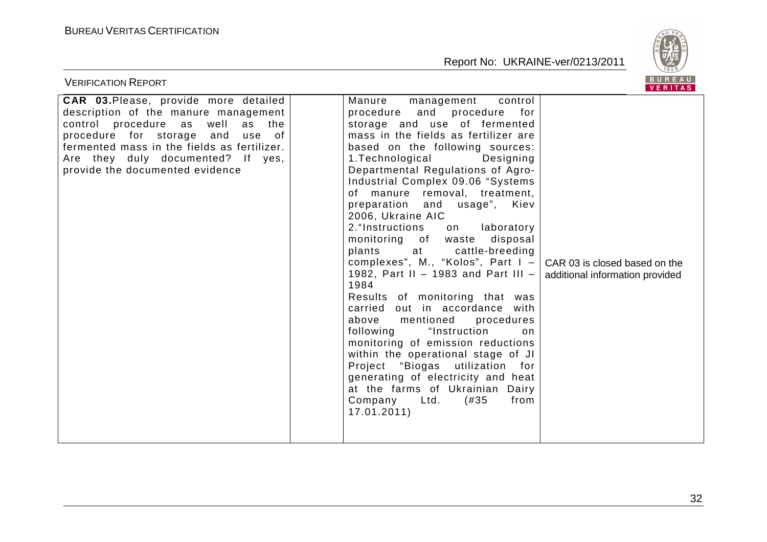| | | | |
|---|---|---|---|
| **CAR 03.** Please, provide more detailed description of the manure management control procedure as well as the procedure for storage and use of fermented mass in the fields as fertilizer. Are they duly documented? If yes, provide the documented evidence | | Manure management control procedure and procedure for storage and use of fermented mass in the fields as fertilizer are based on the following sources:<br>1.Technological Designing Departmental Regulations of Agro-Industrial Complex 09.06 "Systems of manure removal, treatment, preparation and usage", Kiev 2006, Ukraine AIC<br>2."Instructions on laboratory monitoring of waste disposal plants at cattle-breeding complexes", M., "Kolos", Part I – 1982, Part II – 1983 and Part III – 1984<br>Results of monitoring that was carried out in accordance with above mentioned procedures following "Instruction on monitoring of emission reductions within the operational stage of JI Project "Biogas utilization for generating of electricity and heat at the farms of Ukrainian Dairy Company Ltd. (#35 from 17.01.2011) | CAR 03 is closed based on the additional information provided |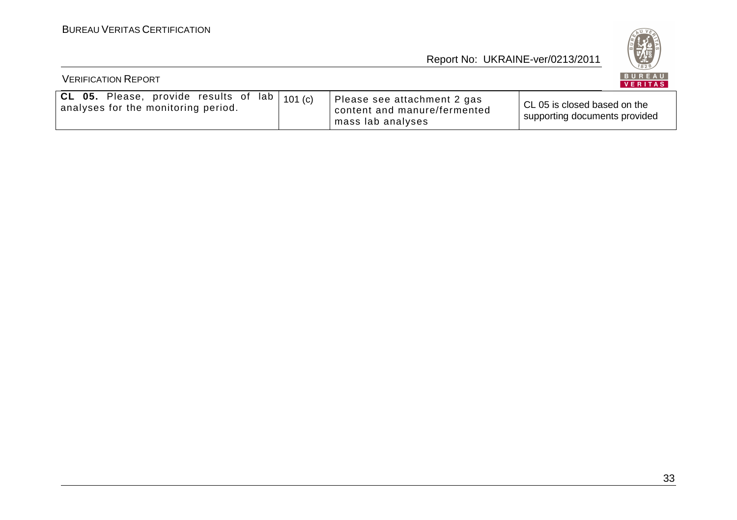| | | | |
|---|---|---|---|
| **CL 05.** Please, provide results of lab analyses for the monitoring period. | 101 (c) | Please see attachment 2 gas content and manure/fermented mass lab analyses | CL 05 is closed based on the supporting documents provided |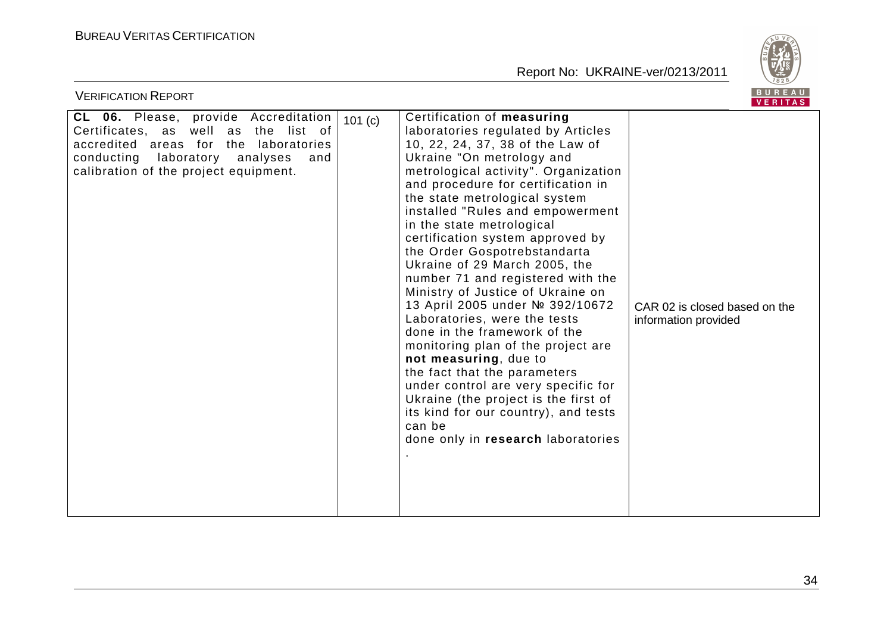| | | | |
|---|---|---|---|
| **CL 06.** Please, provide Accreditation Certificates, as well as the list of accredited areas for the laboratories conducting laboratory analyses and calibration of the project equipment. | 101 (c) | Certification of **measuring** laboratories regulated by Articles 10, 22, 24, 37, 38 of the Law of Ukraine "On metrology and metrological activity". Organization and procedure for certification in the state metrological system installed "Rules and empowerment in the state metrological certification system approved by the Order Gospotrebstandarta Ukraine of 29 March 2005, the number 71 and registered with the Ministry of Justice of Ukraine on 13 April 2005 under № 392/10672 Laboratories, were the tests done in the framework of the monitoring plan of the project are **not measuring**, due to the fact that the parameters under control are very specific for Ukraine (the project is the first of its kind for our country), and tests can be done only in **research** laboratories . | CAR 02 is closed based on the information provided |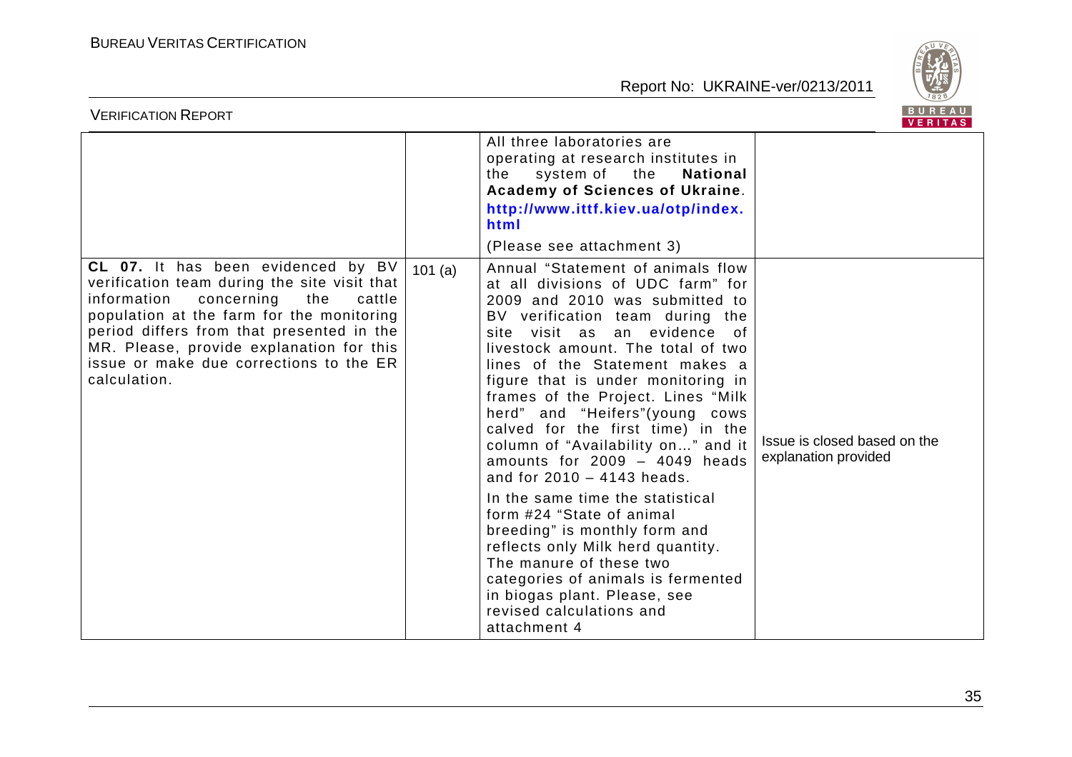| | | | |
|---|---|---|---|
| | | All three laboratories are operating at research institutes in the system of the **National Academy of Sciences of Ukraine**. **http://www.ittf.kiev.ua/otp/index.html** (Please see attachment 3) | |
| **CL 07.** It has been evidenced by BV verification team during the site visit that information concerning the cattle population at the farm for the monitoring period differs from that presented in the MR. Please, provide explanation for this issue or make due corrections to the ER calculation. | 101 (a) | Annual "Statement of animals flow at all divisions of UDC farm" for 2009 and 2010 was submitted to BV verification team during the site visit as an evidence of livestock amount. The total of two lines of the Statement makes a figure that is under monitoring in frames of the Project. Lines "Milk herd" and "Heifers"(young cows calved for the first time) in the column of "Availability on..." and it amounts for 2009 – 4049 heads and for 2010 – 4143 heads. In the same time the statistical form #24 "State of animal breeding" is monthly form and reflects only Milk herd quantity. The manure of these two categories of animals is fermented in biogas plant. Please, see revised calculations and attachment 4 | Issue is closed based on the explanation provided |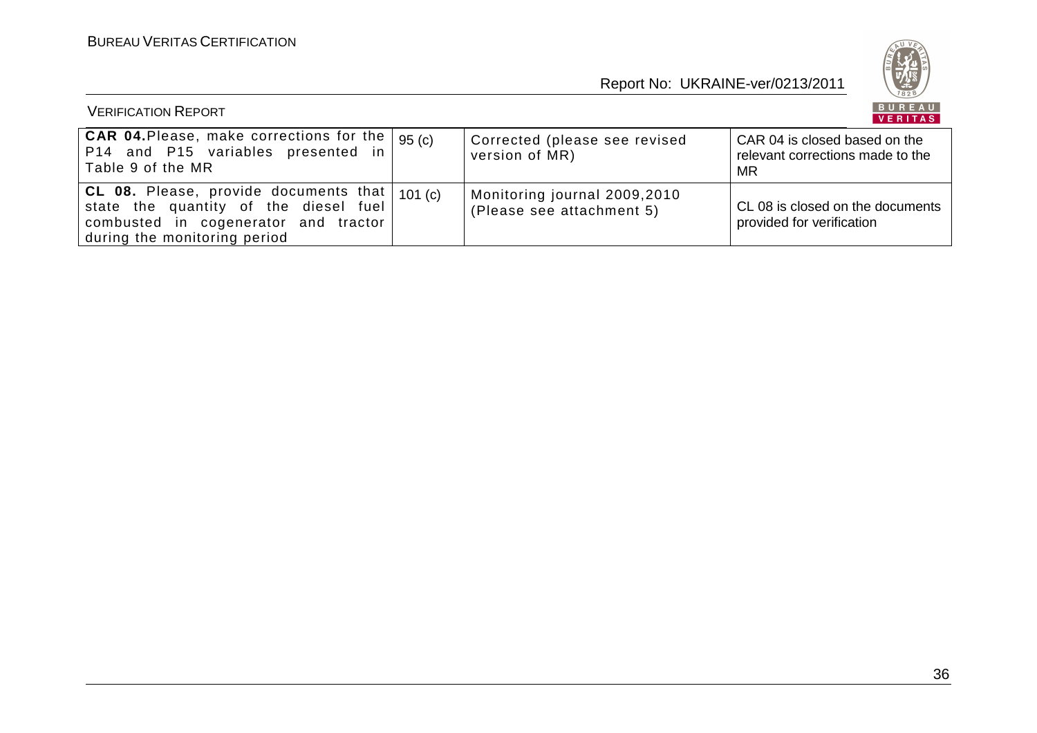| | | | |
|---|---|---|---|
| **CAR 04.** Please, make corrections for the P14 and P15 variables presented in Table 9 of the MR | 95 (c) | Corrected (please see revised version of MR) | CAR 04 is closed based on the relevant corrections made to the MR |
| **CL 08.** Please, provide documents that state the quantity of the diesel fuel combusted in cogenerator and tractor during the monitoring period | 101 (c) | Monitoring journal 2009,2010 (Please see attachment 5) | CL 08 is closed on the documents provided for verification |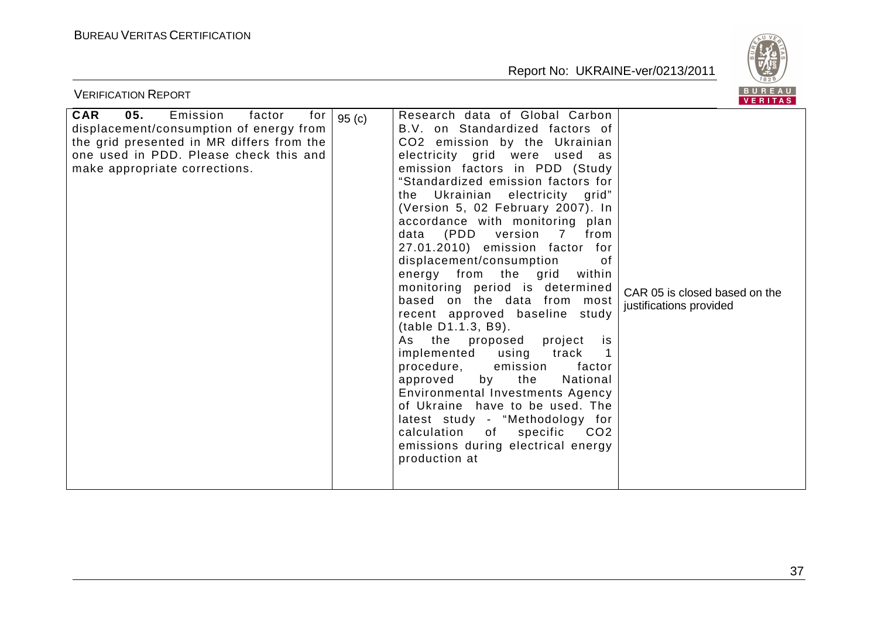| | | | |
|---|---|---|---|
| **CAR 05.** Emission factor for displacement/consumption of energy from the grid presented in MR differs from the one used in PDD. Please check this and make appropriate corrections. | 95 (c) | Research data of Global Carbon B.V. on Standardized factors of $CO_2$ emission by the Ukrainian electricity grid were used as emission factors in PDD (Study "Standardized emission factors for the Ukrainian electricity grid" (Version 5, 02 February 2007). In accordance with monitoring plan data (PDD version 7 from 27.01.2010) emission factor for displacement/consumption of energy from the grid within monitoring period is determined based on the data from most recent approved baseline study (table D1.1.3, B9).<br>As the proposed project is implemented using track 1 procedure, emission factor approved by the National Environmental Investments Agency of Ukraine have to be used. The latest study - "Methodology for calculation of specific $CO_2$ emissions during electrical energy production at | CAR 05 is closed based on the justifications provided |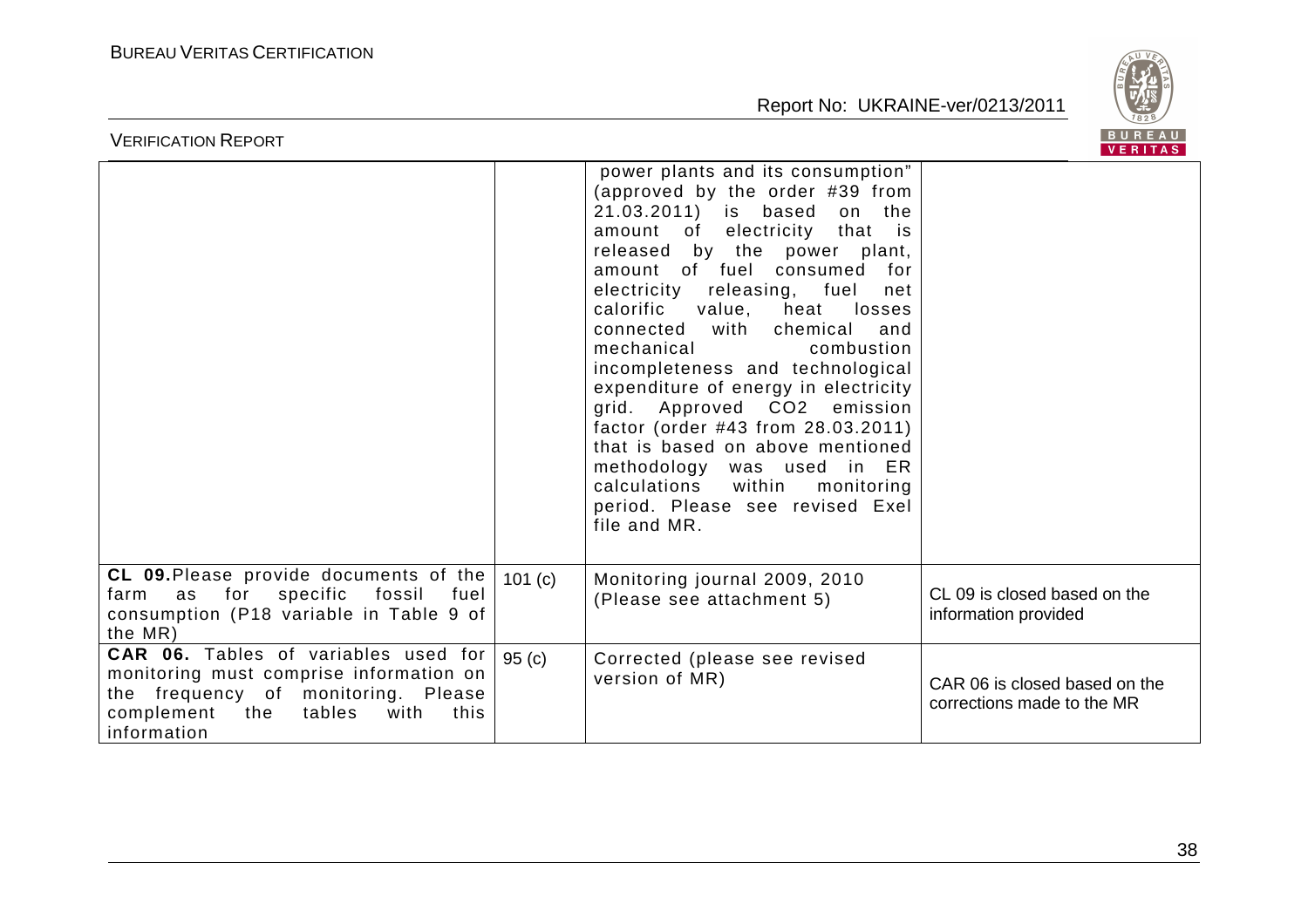| | | | |
|---|---|---|---|
| | | power plants and its consumption" (approved by the order #39 from 21.03.2011) is based on the amount of electricity that is released by the power plant, amount of fuel consumed for electricity releasing, fuel net calorific value, heat losses connected with chemical and mechanical combustion incompleteness and technological expenditure of energy in electricity grid. Approved $CO_2$ emission factor (order #43 from 28.03.2011) that is based on above mentioned methodology was used in ER calculations within monitoring period. Please see revised Exel file and MR. | |
| **CL 09.** Please provide documents of the farm as for specific fossil fuel consumption (P18 variable in Table 9 of the MR) | 101 (c) | Monitoring journal 2009, 2010 (Please see attachment 5) | CL 09 is closed based on the information provided |
| **CAR 06.** Tables of variables used for monitoring must comprise information on the frequency of monitoring. Please complement the tables with this information | 95 (c) | Corrected (please see revised version of MR) | CAR 06 is closed based on the corrections made to the MR |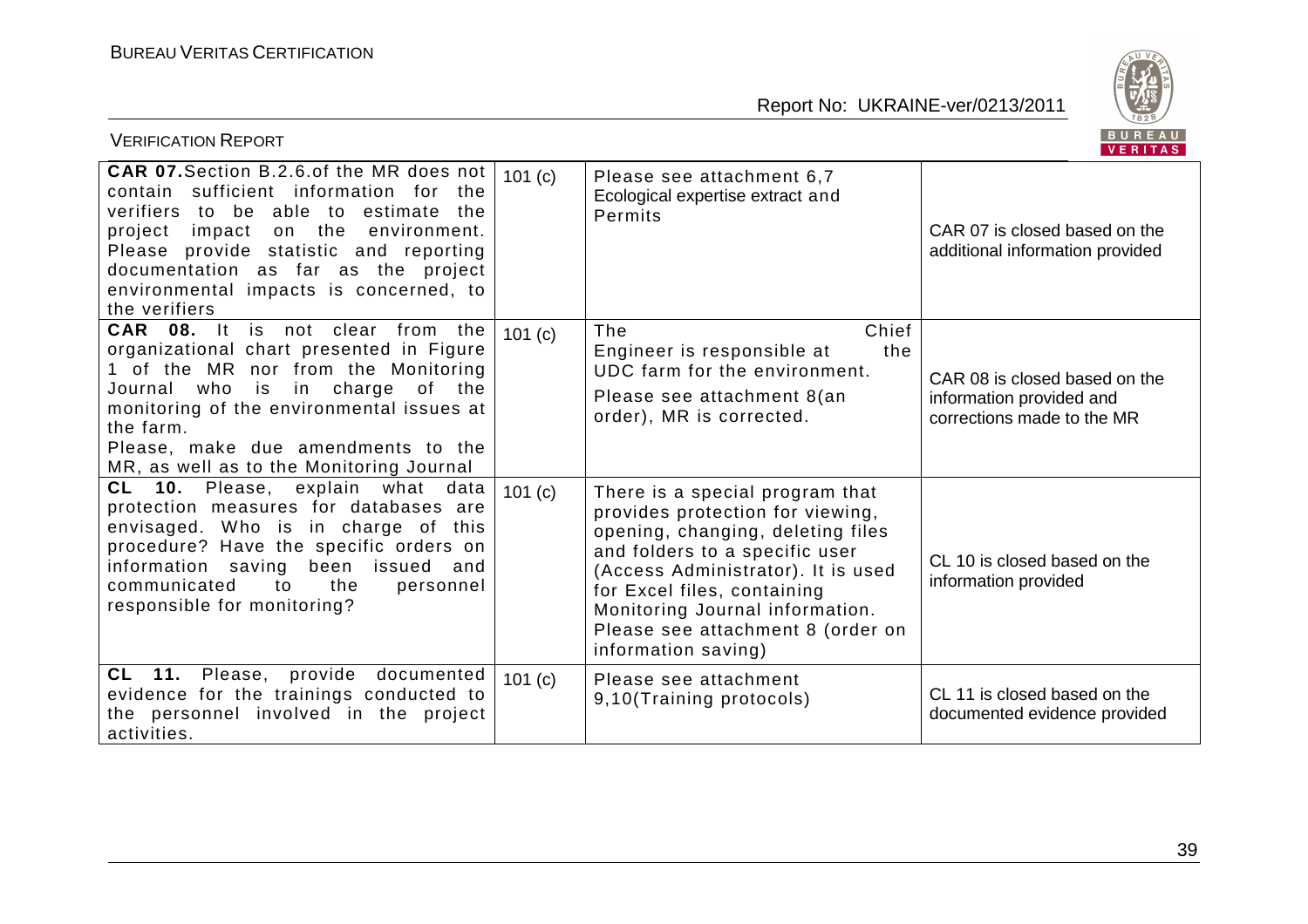| | | | |
|---|---|---|---|
| **CAR 07.** Section B.2.6.of the MR does not contain sufficient information for the verifiers to be able to estimate the project impact on the environment. Please provide statistic and reporting documentation as far as the project environmental impacts is concerned, to the verifiers | 101 (c) | Please see attachment 6,7 Ecological expertise extract and Permits | CAR 07 is closed based on the additional information provided |
| **CAR 08.** It is not clear from the organizational chart presented in Figure 1 of the MR nor from the Monitoring Journal who is in charge of the monitoring of the environmental issues at the farm. Please, make due amendments to the MR, as well as to the Monitoring Journal | 101 (c) | The Chief Engineer is responsible at the UDC farm for the environment. Please see attachment 8(an order), MR is corrected. | CAR 08 is closed based on the information provided and corrections made to the MR |
| **CL 10.** Please, explain what data protection measures for databases are envisaged. Who is in charge of this procedure? Have the specific orders on information saving been issued and communicated to the personnel responsible for monitoring? | 101 (c) | There is a special program that provides protection for viewing, opening, changing, deleting files and folders to a specific user (Access Administrator). It is used for Excel files, containing Monitoring Journal information. Please see attachment 8 (order on information saving) | CL 10 is closed based on the information provided |
| **CL 11.** Please, provide documented evidence for the trainings conducted to the personnel involved in the project activities. | 101 (c) | Please see attachment 9,10(Training protocols) | CL 11 is closed based on the documented evidence provided |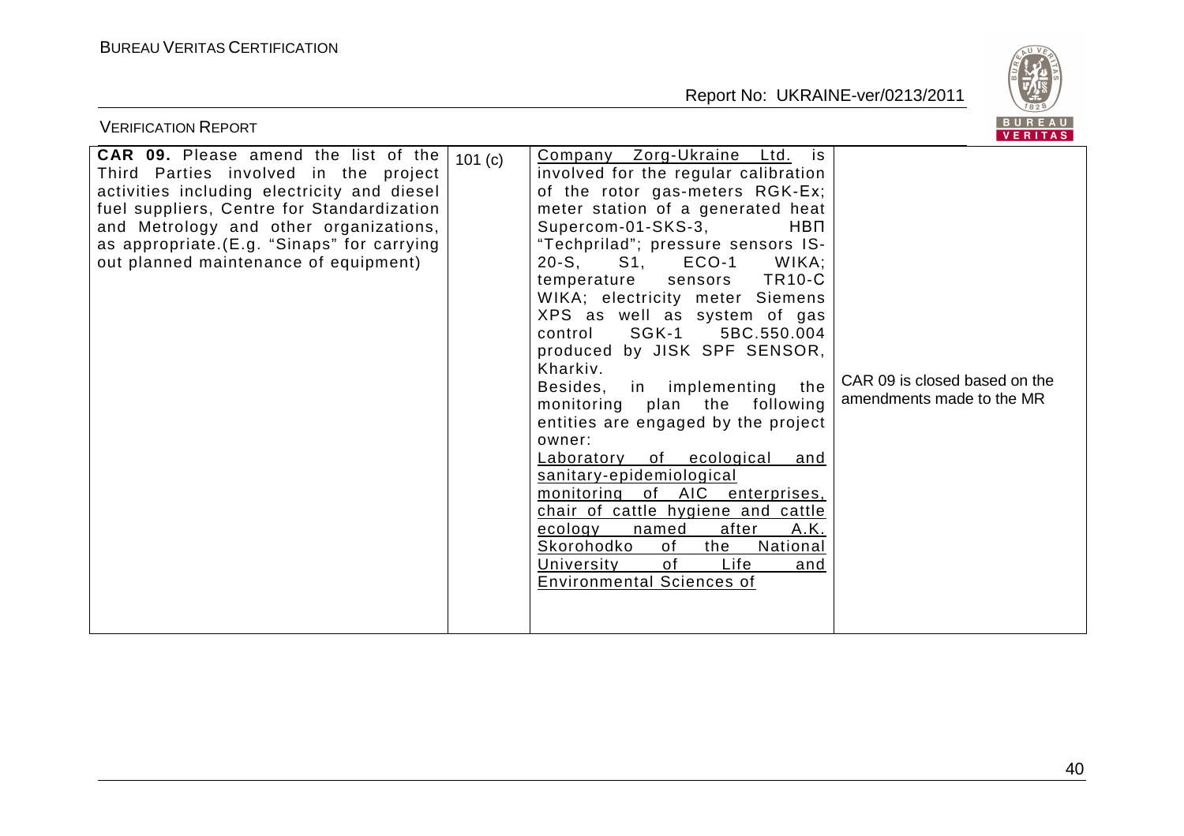| | | | |
|---|---|---|---|
| **CAR 09.** Please amend the list of the Third Parties involved in the project activities including electricity and diesel fuel suppliers, Centre for Standardization and Metrology and other organizations, as appropriate.(E.g. "Sinaps" for carrying out planned maintenance of equipment) | 101 (c) | Company Zorg-Ukraine Ltd. is involved for the regular calibration of the rotor gas-meters RGK-Ex; meter station of a generated heat Supercom-01-SKS-3, НВП "Techprilad"; pressure sensors IS-20-S, S1, ECO-1 WIKA; temperature sensors TR10-C WIKA; electricity meter Siemens XPS as well as system of gas control SGK-1 5BC.550.004 produced by JISK SPF SENSOR, Kharkiv.<br>Besides, in implementing the monitoring plan the following entities are engaged by the project owner:<br>Laboratory of ecological and sanitary-epidemiological monitoring of AIC enterprises, chair of cattle hygiene and cattle ecology named after A.K. Skorohodko of the National University of Life and Environmental Sciences of | CAR 09 is closed based on the amendments made to the MR |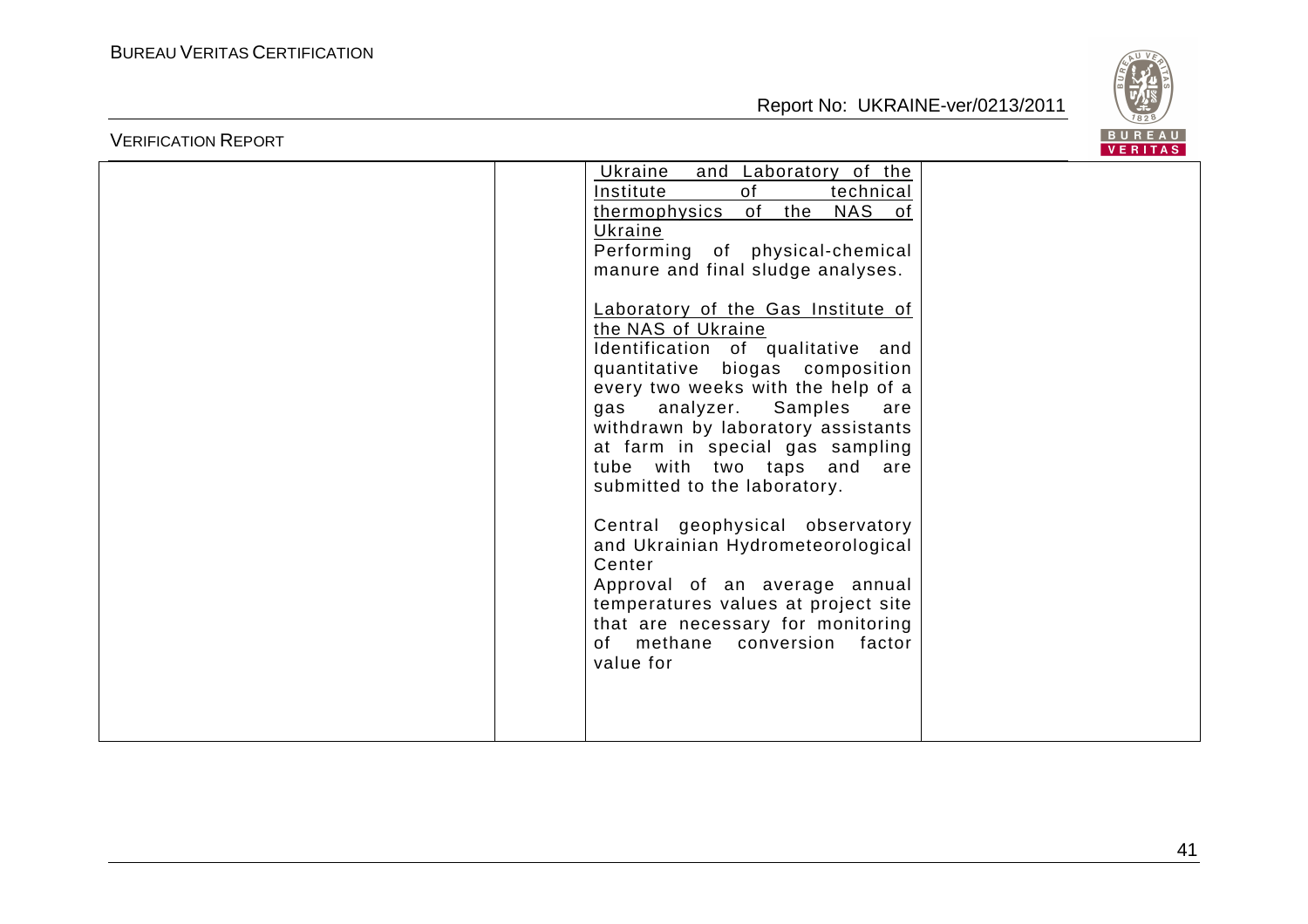| | | | |
|---|---|---|---|
| | | Ukraine and Laboratory of the Institute of technical thermophysics of the NAS of Ukraine<br>Performing of physical-chemical manure and final sludge analyses.<br><br>Laboratory of the Gas Institute of the NAS of Ukraine<br>Identification of qualitative and quantitative biogas composition every two weeks with the help of a gas analyzer. Samples are withdrawn by laboratory assistants at farm in special gas sampling tube with two taps and are submitted to the laboratory.<br><br>Central geophysical observatory and Ukrainian Hydrometeorological Center<br>Approval of an average annual temperatures values at project site that are necessary for monitoring of methane conversion factor value for | |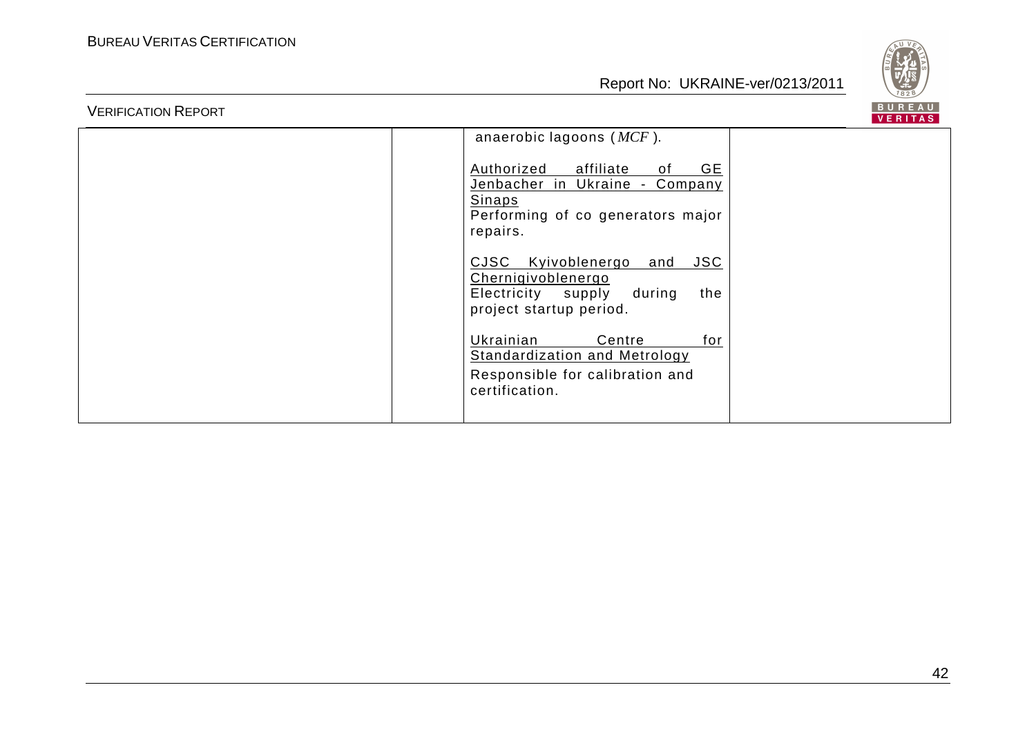| | | | |
|---|---|---|---|
| | | anaerobic lagoons ( *MCF* ).<br><br>Authorized affiliate of GE Jenbacher in Ukraine - Company Sinaps<br>Performing of co generators major repairs.<br><br>CJSC Kyivoblenergo and JSC Chernigivoblenergo<br>Electricity supply during the project startup period.<br><br>Ukrainian Centre for Standardization and Metrology<br>Responsible for calibration and certification. | |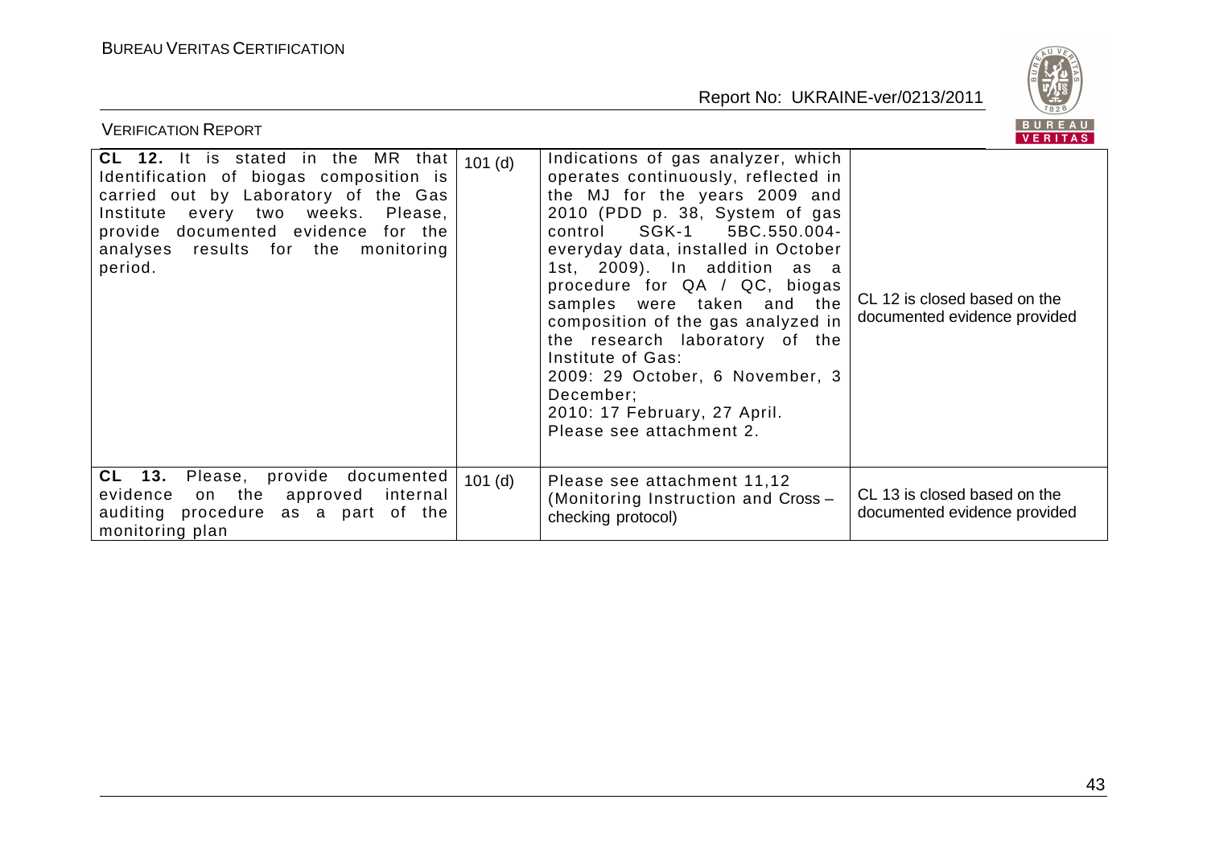| | | | |
|---|---|---|---|
| **CL 12.** It is stated in the MR that Identification of biogas composition is carried out by Laboratory of the Gas Institute every two weeks. Please, provide documented evidence for the analyses results for the monitoring period. | 101 (d) | Indications of gas analyzer, which operates continuously, reflected in the MJ for the years 2009 and 2010 (PDD p. 38, System of gas control SGK-1 5BC.550.004- everyday data, installed in October 1st, 2009). In addition as a procedure for QA / QC, biogas samples were taken and the composition of the gas analyzed in the research laboratory of the Institute of Gas:<br>2009: 29 October, 6 November, 3 December;<br>2010: 17 February, 27 April.<br>Please see attachment 2. | CL 12 is closed based on the documented evidence provided |
| **CL 13.** Please, provide documented evidence on the approved internal auditing procedure as a part of the monitoring plan | 101 (d) | Please see attachment 11,12 (Monitoring Instruction and Cross – checking protocol) | CL 13 is closed based on the documented evidence provided |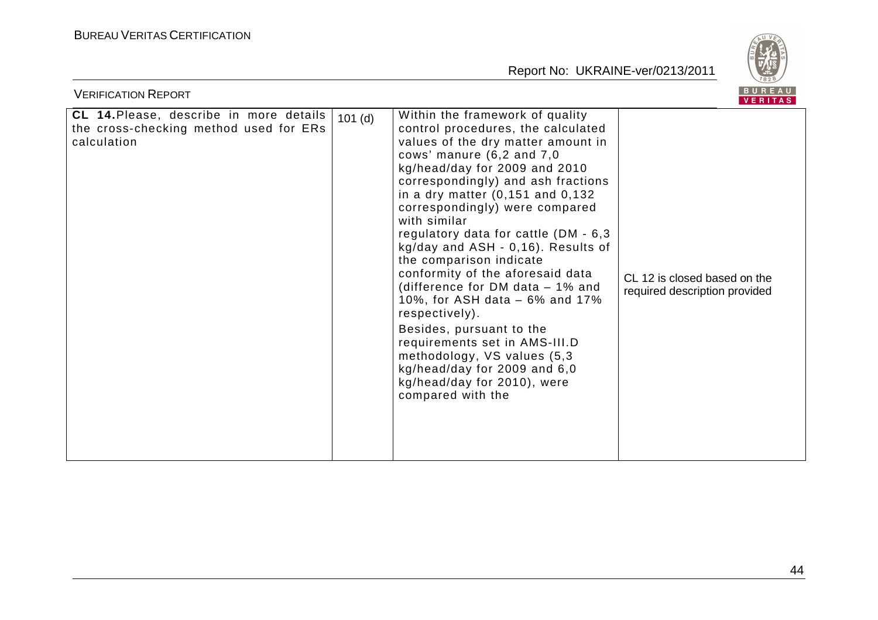| | | | |
|---|---|---|---|
| **CL 14.** Please, describe in more details the cross-checking method used for ERs calculation | 101 (d) | Within the framework of quality control procedures, the calculated values of the dry matter amount in cows' manure (6,2 and 7,0 kg/head/day for 2009 and 2010 correspondingly) and ash fractions in a dry matter (0,151 and 0,132 correspondingly) were compared with similar regulatory data for cattle (DM - 6,3 kg/day and ASH - 0,16). Results of the comparison indicate conformity of the aforesaid data (difference for DM data – 1% and 10%, for ASH data – 6% and 17% respectively).<br><br>Besides, pursuant to the requirements set in AMS-III.D methodology, VS values (5,3 kg/head/day for 2009 and 6,0 kg/head/day for 2010), were compared with the | CL 12 is closed based on the required description provided |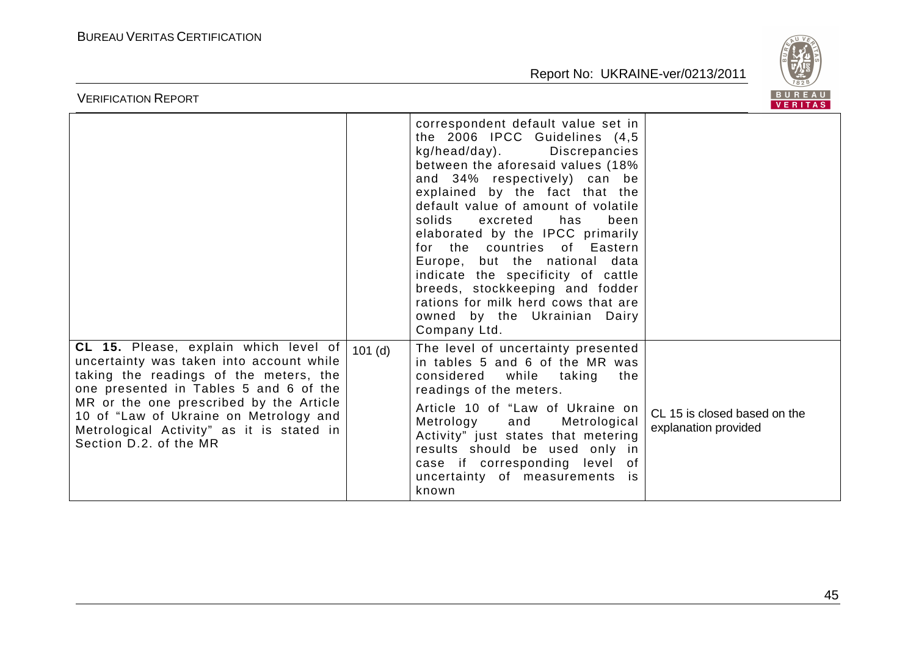| | | | |
|---|---|---|---|
| | | correspondent default value set in the 2006 IPCC Guidelines (4,5 kg/head/day). Discrepancies between the aforesaid values (18% and 34% respectively) can be explained by the fact that the default value of amount of volatile solids excreted has been elaborated by the IPCC primarily for the countries of Eastern Europe, but the national data indicate the specificity of cattle breeds, stockkeeping and fodder rations for milk herd cows that are owned by the Ukrainian Dairy Company Ltd. | |
| **CL 15.** Please, explain which level of uncertainty was taken into account while taking the readings of the meters, the one presented in Tables 5 and 6 of the MR or the one prescribed by the Article 10 of "Law of Ukraine on Metrology and Metrological Activity" as it is stated in Section D.2. of the MR | 101 (d) | The level of uncertainty presented in tables 5 and 6 of the MR was considered while taking the readings of the meters.<br><br>Article 10 of "Law of Ukraine on Metrology and Metrological Activity" just states that metering results should be used only in case if corresponding level of uncertainty of measurements is known | CL 15 is closed based on the explanation provided |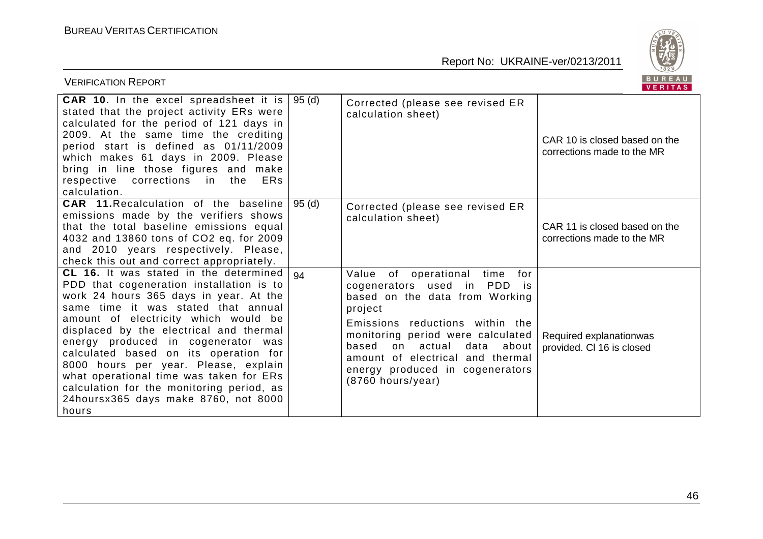| | | | |
|---|---|---|---|
| **CAR 10.** In the excel spreadsheet it is stated that the project activity ERs were calculated for the period of 121 days in 2009. At the same time the crediting period start is defined as 01/11/2009 which makes 61 days in 2009. Please bring in line those figures and make respective corrections in the ERs calculation. | 95 (d) | Corrected (please see revised ER calculation sheet) | CAR 10 is closed based on the corrections made to the MR |
| **CAR 11.** Recalculation of the baseline emissions made by the verifiers shows that the total baseline emissions equal 4032 and 13860 tons of $CO_2$ eq. for 2009 and 2010 years respectively. Please, check this out and correct appropriately. | 95 (d) | Corrected (please see revised ER calculation sheet) | CAR 11 is closed based on the corrections made to the MR |
| **CL 16.** It was stated in the determined PDD that cogeneration installation is to work 24 hours 365 days in year. At the same time it was stated that annual amount of electricity which would be displaced by the electrical and thermal energy produced in cogenerator was calculated based on its operation for 8000 hours per year. Please, explain what operational time was taken for ERs calculation for the monitoring period, as 24hoursx365 days make 8760, not 8000 hours | 94 | Value of operational time for cogenerators used in PDD is based on the data from Working project<br><br>Emissions reductions within the monitoring period were calculated based on actual data about amount of electrical and thermal energy produced in cogenerators (8760 hours/year) | Required explanationwas provided. Cl 16 is closed |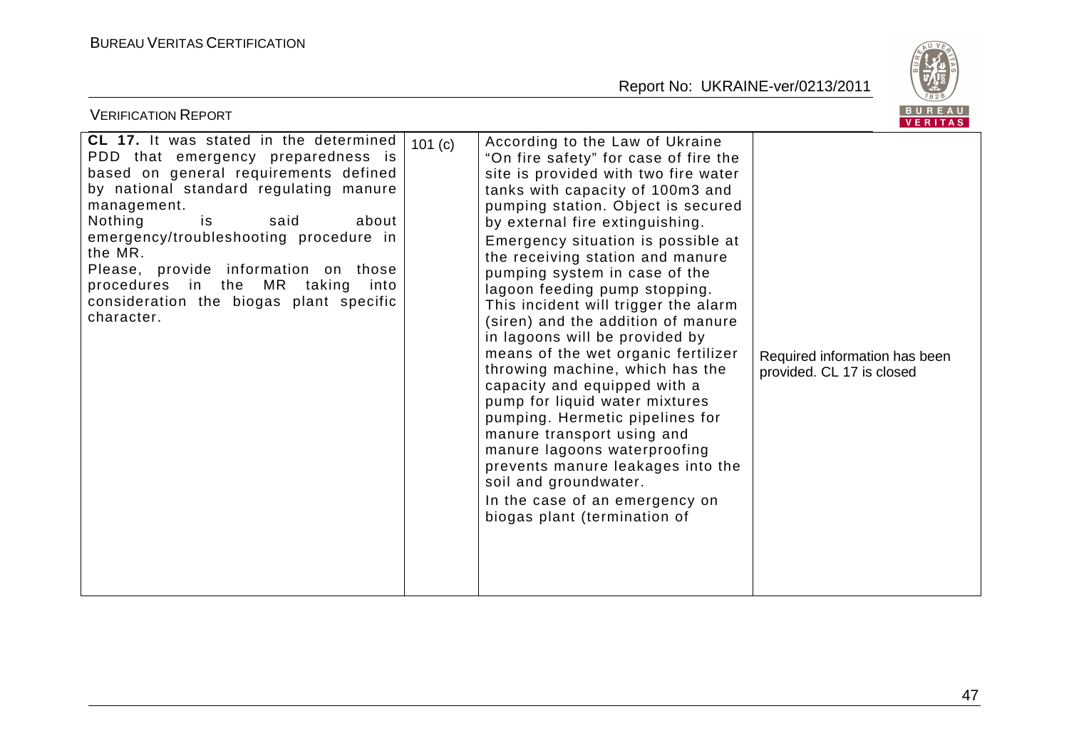| | | | |
|---|---|---|---|
| **CL 17.** It was stated in the determined PDD that emergency preparedness is based on general requirements defined by national standard regulating manure management.<br>Nothing is said about emergency/troubleshooting procedure in the MR.<br>Please, provide information on those procedures in the MR taking into consideration the biogas plant specific character. | 101 (c) | According to the Law of Ukraine "On fire safety" for case of fire the site is provided with two fire water tanks with capacity of 100m3 and pumping station. Object is secured by external fire extinguishing.<br>Emergency situation is possible at the receiving station and manure pumping system in case of the lagoon feeding pump stopping. This incident will trigger the alarm (siren) and the addition of manure in lagoons will be provided by means of the wet organic fertilizer throwing machine, which has the capacity and equipped with a pump for liquid water mixtures pumping. Hermetic pipelines for manure transport using and manure lagoons waterproofing prevents manure leakages into the soil and groundwater.<br>In the case of an emergency on biogas plant (termination of | Required information has been provided. CL 17 is closed |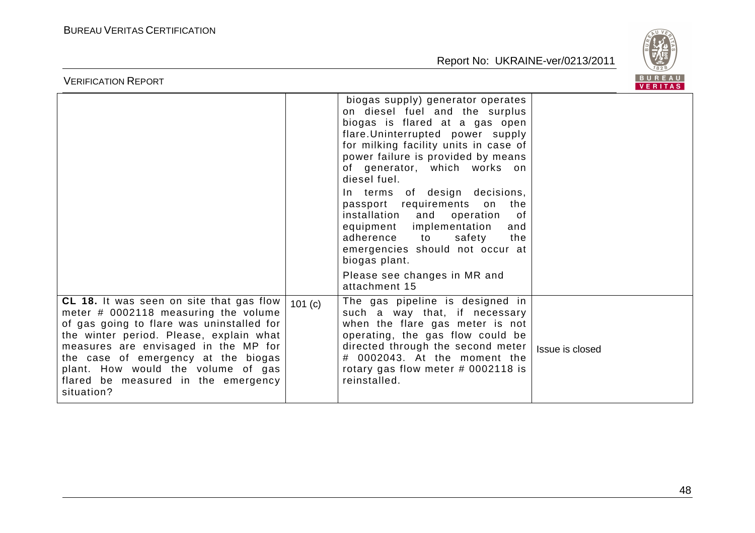| | | | |
|---|---|---|---|
| | | biogas supply) generator operates on diesel fuel and the surplus biogas is flared at a gas open flare.Uninterrupted power supply for milking facility units in case of power failure is provided by means of generator, which works on diesel fuel.<br><br>In terms of design decisions, passport requirements on the installation and operation of equipment implementation and adherence to safety the emergencies should not occur at biogas plant.<br><br>Please see changes in MR and attachment 15 | |
| **CL 18.** It was seen on site that gas flow meter # 0002118 measuring the volume of gas going to flare was uninstalled for the winter period. Please, explain what measures are envisaged in the MP for the case of emergency at the biogas plant. How would the volume of gas flared be measured in the emergency situation? | 101 (c) | The gas pipeline is designed in such a way that, if necessary when the flare gas meter is not operating, the gas flow could be directed through the second meter # 0002043. At the moment the rotary gas flow meter # 0002118 is reinstalled. | Issue is closed |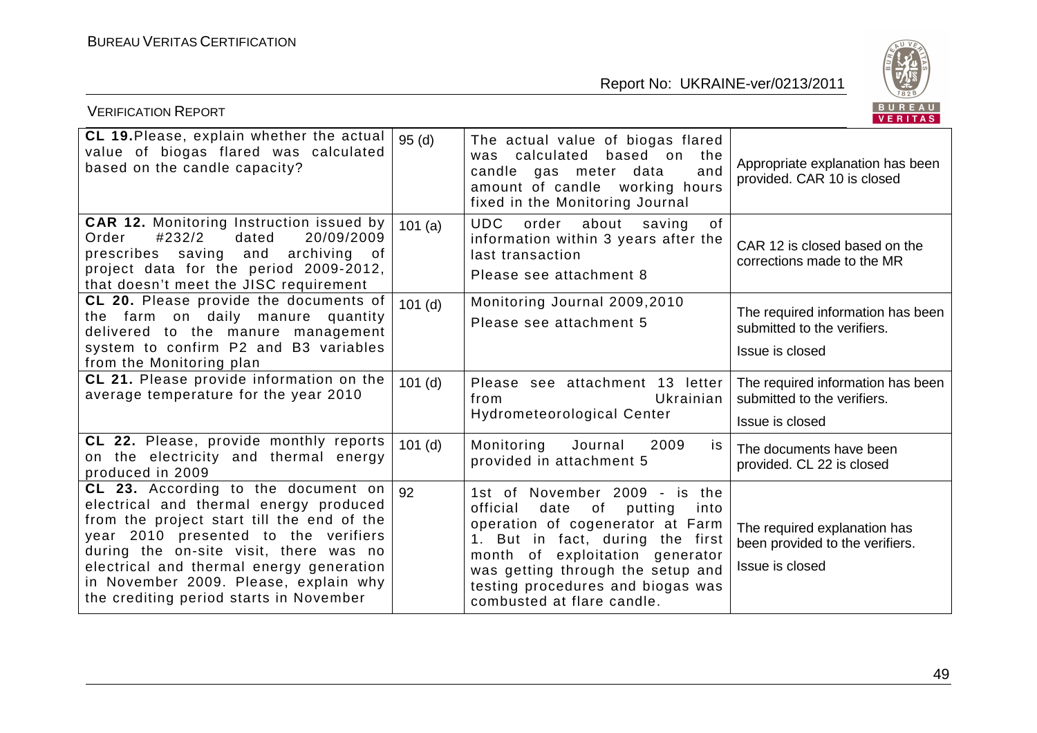| | | | |
|---|---|---|---|
| **CL 19.** Please, explain whether the actual value of biogas flared was calculated based on the candle capacity? | 95 (d) | The actual value of biogas flared was calculated based on the candle gas meter data and amount of candle working hours fixed in the Monitoring Journal | Appropriate explanation has been provided. CAR 10 is closed |
| **CAR 12.** Monitoring Instruction issued by Order #232/2 dated 20/09/2009 prescribes saving and archiving of project data for the period 2009-2012, that doesn't meet the JISC requirement | 101 (a) | UDC order about saving of information within 3 years after the last transaction<br>Please see attachment 8 | CAR 12 is closed based on the corrections made to the MR |
| **CL 20.** Please provide the documents of the farm on daily manure quantity delivered to the manure management system to confirm P2 and B3 variables from the Monitoring plan | 101 (d) | Monitoring Journal 2009,2010<br>Please see attachment 5 | The required information has been submitted to the verifiers.<br>Issue is closed |
| **CL 21.** Please provide information on the average temperature for the year 2010 | 101 (d) | Please see attachment 13 letter from Ukrainian Hydrometeorological Center | The required information has been submitted to the verifiers.<br>Issue is closed |
| **CL 22.** Please, provide monthly reports on the electricity and thermal energy produced in 2009 | 101 (d) | Monitoring Journal 2009 is provided in attachment 5 | The documents have been provided. CL 22 is closed |
| **CL 23.** According to the document on electrical and thermal energy produced from the project start till the end of the year 2010 presented to the verifiers during the on-site visit, there was no electrical and thermal energy generation in November 2009. Please, explain why the crediting period starts in November | 92 | 1st of November 2009 - is the official date of putting into operation of cogenerator at Farm 1. But in fact, during the first month of exploitation generator was getting through the setup and testing procedures and biogas was combusted at flare candle. | The required explanation has been provided to the verifiers.<br>Issue is closed |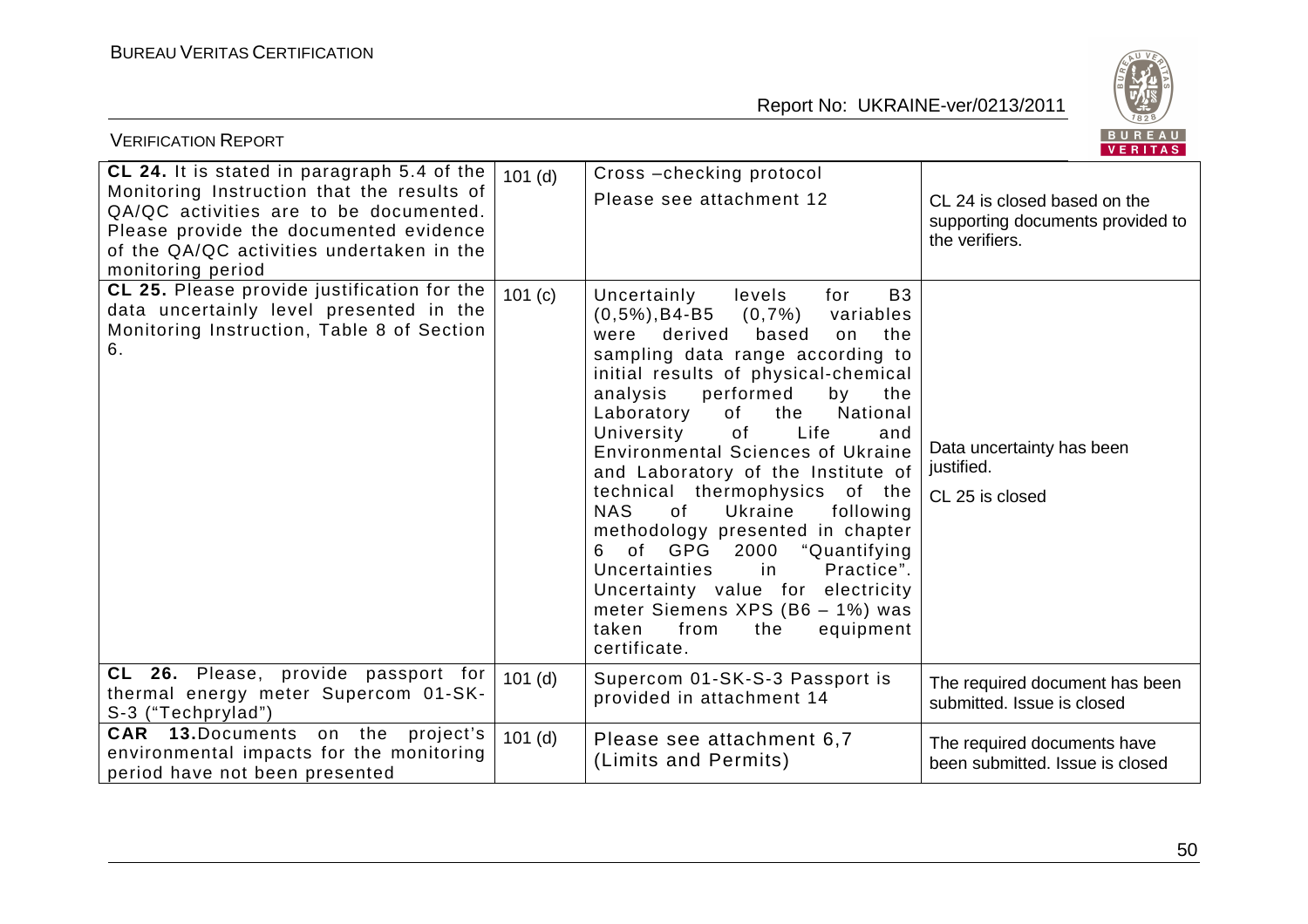| | | | |
|---|---|---|---|
| **CL 24.** It is stated in paragraph 5.4 of the Monitoring Instruction that the results of QA/QC activities are to be documented. Please provide the documented evidence of the QA/QC activities undertaken in the monitoring period | 101 (d) | Cross –checking protocol<br>Please see attachment 12 | CL 24 is closed based on the supporting documents provided to the verifiers. |
| **CL 25.** Please provide justification for the data uncertainly level presented in the Monitoring Instruction, Table 8 of Section 6. | 101 (c) | Uncertainly levels for B3 (0,5%),B4-B5 (0,7%) variables were derived based on the sampling data range according to initial results of physical-chemical analysis performed by the Laboratory of the National University of Life and Environmental Sciences of Ukraine and Laboratory of the Institute of technical thermophysics of the NAS of Ukraine following methodology presented in chapter 6 of GPG 2000 "Quantifying Uncertainties in Practice". Uncertainty value for electricity meter Siemens XPS (B6 – 1%) was taken from the equipment certificate. | Data uncertainty has been justified.<br>CL 25 is closed |
| **CL 26.** Please, provide passport for thermal energy meter Supercom 01-SK-S-3 ("Techprylad") | 101 (d) | Supercom 01-SK-S-3 Passport is provided in attachment 14 | The required document has been submitted. Issue is closed |
| **CAR 13.**Documents on the project's environmental impacts for the monitoring period have not been presented | 101 (d) | Please see attachment 6,7 (Limits and Permits) | The required documents have been submitted. Issue is closed |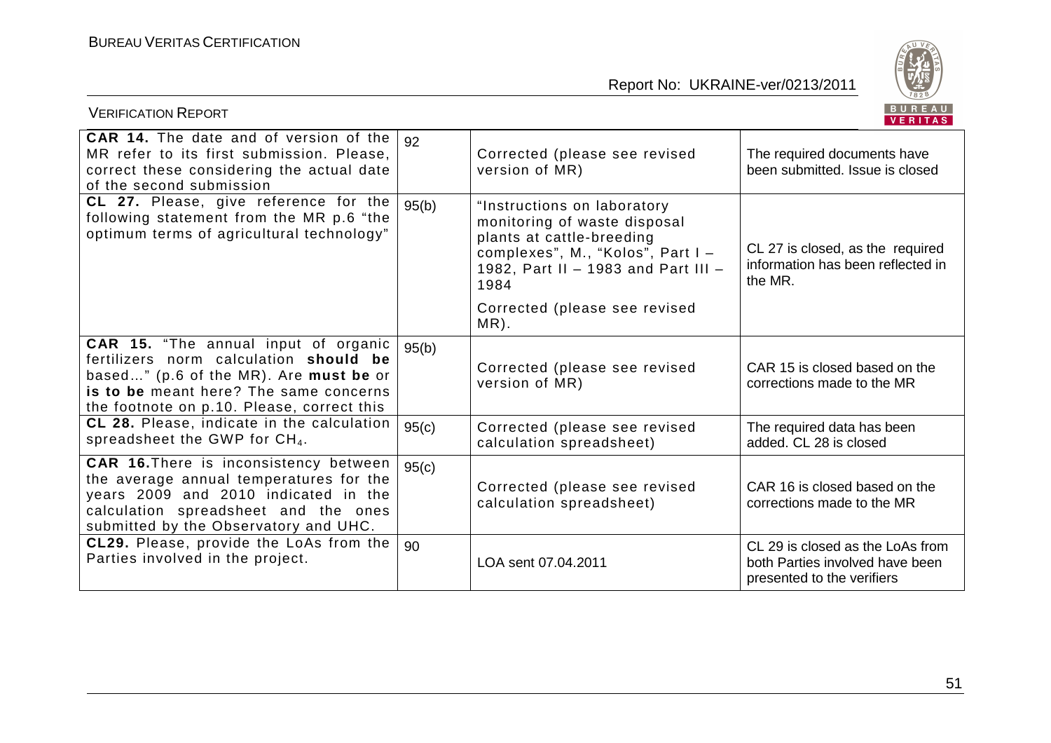| | | | |
|---|---|---|---|
| **CAR 14.** The date and of version of the MR refer to its first submission. Please, correct these considering the actual date of the second submission | 92 | Corrected (please see revised version of MR) | The required documents have been submitted. Issue is closed |
| **CL 27.** Please, give reference for the following statement from the MR p.6 "the optimum terms of agricultural technology" | 95(b) | "Instructions on laboratory monitoring of waste disposal plants at cattle-breeding complexes", M., "Kolos", Part I – 1982, Part II – 1983 and Part III – 1984<br><br>Corrected (please see revised MR). | CL 27 is closed, as the required information has been reflected in the MR. |
| **CAR 15.** "The annual input of organic fertilizers norm calculation **should be** based…" (p.6 of the MR). Are **must be** or **is to be** meant here? The same concerns the footnote on p.10. Please, correct this | 95(b) | Corrected (please see revised version of MR) | CAR 15 is closed based on the corrections made to the MR |
| **CL 28.** Please, indicate in the calculation spreadsheet the GWP for $CH_4$. | 95(c) | Corrected (please see revised calculation spreadsheet) | The required data has been added. CL 28 is closed |
| **CAR 16.** There is inconsistency between the average annual temperatures for the years 2009 and 2010 indicated in the calculation spreadsheet and the ones submitted by the Observatory and UHC. | 95(c) | Corrected (please see revised calculation spreadsheet) | CAR 16 is closed based on the corrections made to the MR |
| **CL29.** Please, provide the LoAs from the Parties involved in the project. | 90 | LOA sent 07.04.2011 | CL 29 is closed as the LoAs from both Parties involved have been presented to the verifiers |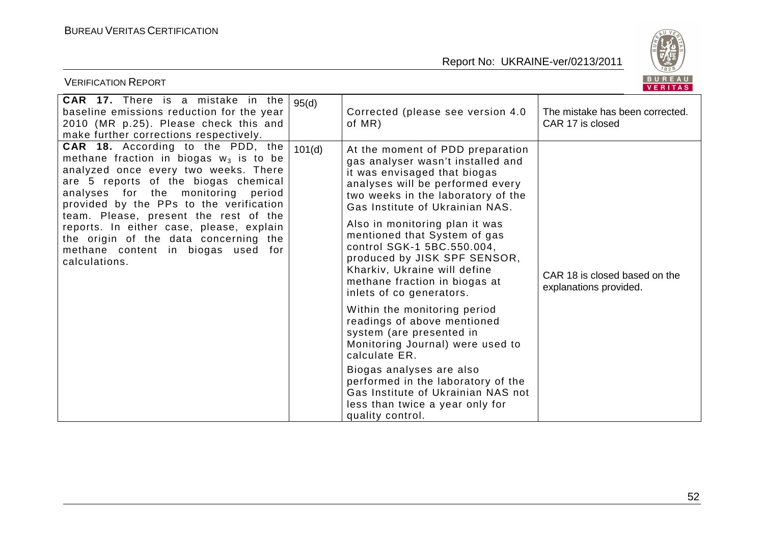| | | | |
|---|---|---|---|
| **CAR 17.** There is a mistake in the baseline emissions reduction for the year 2010 (MR p.25). Please check this and make further corrections respectively. | 95(d) | Corrected (please see version 4.0 of MR) | The mistake has been corrected. CAR 17 is closed |
| **CAR 18.** According to the PDD, the methane fraction in biogas $w_3$ is to be analyzed once every two weeks. There are 5 reports of the biogas chemical analyses for the monitoring period provided by the PPs to the verification team. Please, present the rest of the reports. In either case, please, explain the origin of the data concerning the methane content in biogas used for calculations. | 101(d) | At the moment of PDD preparation gas analyser wasn't installed and it was envisaged that biogas analyses will be performed every two weeks in the laboratory of the Gas Institute of Ukrainian NAS.<br><br>Also in monitoring plan it was mentioned that System of gas control SGK-1 5BC.550.004, produced by JISK SPF SENSOR, Kharkiv, Ukraine will define methane fraction in biogas at inlets of co generators.<br><br>Within the monitoring period readings of above mentioned system (are presented in Monitoring Journal) were used to calculate ER.<br><br>Biogas analyses are also performed in the laboratory of the Gas Institute of Ukrainian NAS not less than twice a year only for quality control. | CAR 18 is closed based on the explanations provided. |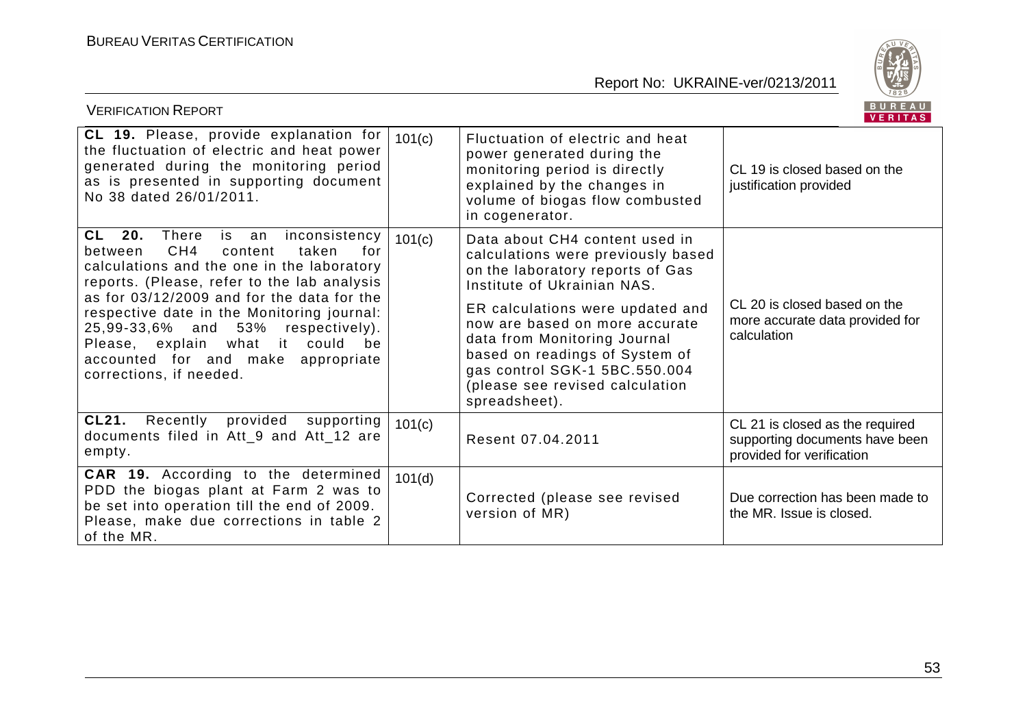| | | | |
|---|---|---|---|
| **CL 19.** Please, provide explanation for the fluctuation of electric and heat power generated during the monitoring period as is presented in supporting document No 38 dated 26/01/2011. | 101(c) | Fluctuation of electric and heat power generated during the monitoring period is directly explained by the changes in volume of biogas flow combusted in cogenerator. | CL 19 is closed based on the justification provided |
| **CL 20.** There is an inconsistency between $CH_4$ content taken for calculations and the one in the laboratory reports. (Please, refer to the lab analysis as for 03/12/2009 and for the data for the respective date in the Monitoring journal: 25,99-33,6% and 53% respectively). Please, explain what it could be accounted for and make appropriate corrections, if needed. | 101(c) | Data about $CH_4$ content used in calculations were previously based on the laboratory reports of Gas Institute of Ukrainian NAS.<br><br>ER calculations were updated and now are based on more accurate data from Monitoring Journal based on readings of System of gas control SGK-1 5BC.550.004 (please see revised calculation spreadsheet). | CL 20 is closed based on the more accurate data provided for calculation |
| **CL21.** Recently provided supporting documents filed in Att_9 and Att_12 are empty. | 101(c) | Resent 07.04.2011 | CL 21 is closed as the required supporting documents have been provided for verification |
| **CAR 19.** According to the determined PDD the biogas plant at Farm 2 was to be set into operation till the end of 2009. Please, make due corrections in table 2 of the MR. | 101(d) | Corrected (please see revised version of MR) | Due correction has been made to the MR. Issue is closed. |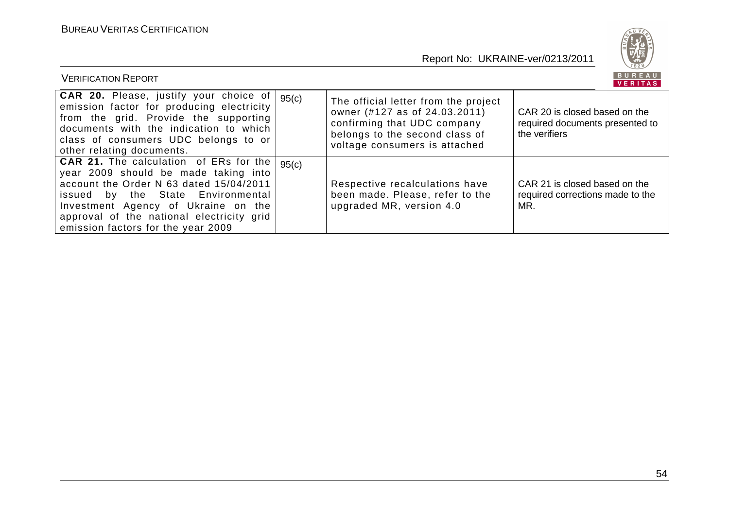| | | | |
|---|---|---|---|
| **CAR 20.** Please, justify your choice of emission factor for producing electricity from the grid. Provide the supporting documents with the indication to which class of consumers UDC belongs to or other relating documents. | 95(c) | The official letter from the project owner (#127 as of 24.03.2011) confirming that UDC company belongs to the second class of voltage consumers is attached | CAR 20 is closed based on the required documents presented to the verifiers |
| **CAR 21.** The calculation of ERs for the year 2009 should be made taking into account the Order N 63 dated 15/04/2011 issued by the State Environmental Investment Agency of Ukraine on the approval of the national electricity grid emission factors for the year 2009 | 95(c) | Respective recalculations have been made. Please, refer to the upgraded MR, version 4.0 | CAR 21 is closed based on the required corrections made to the MR. |